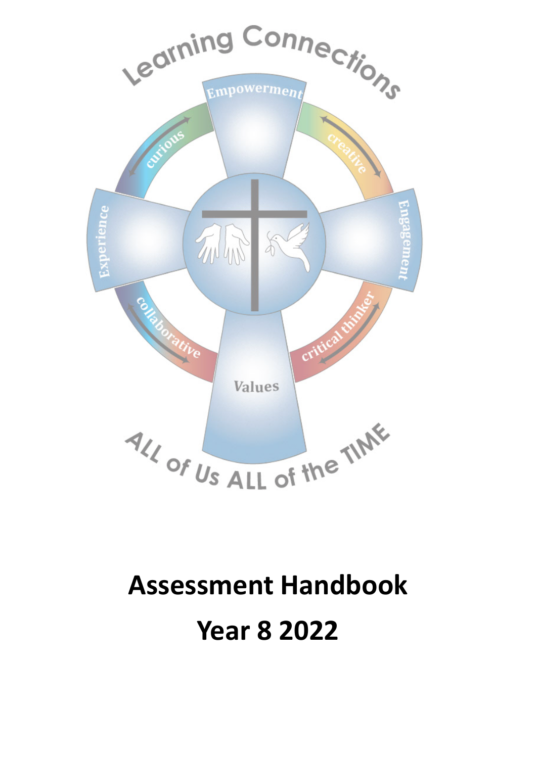# Assessment Handbook

# Year 8 2022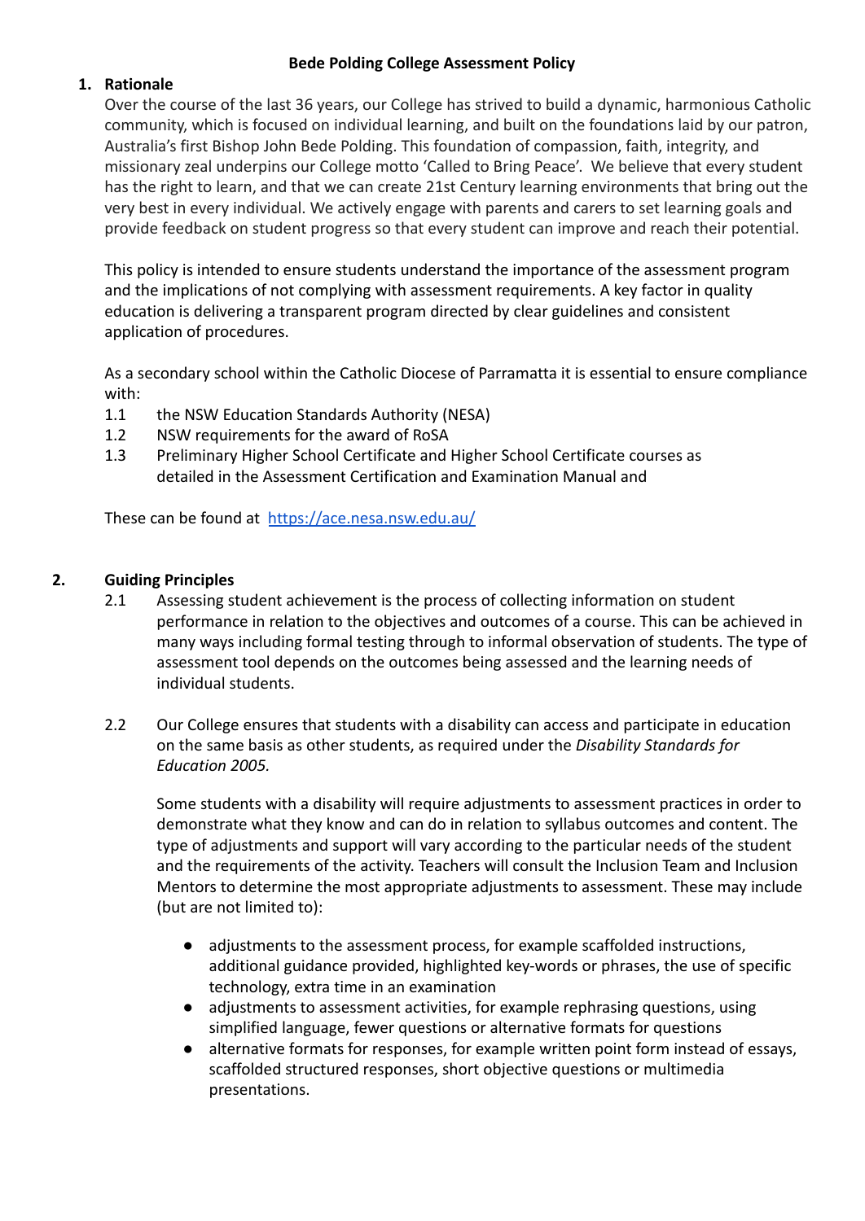**Bede Polding College Assessment Policy**

## 1. Rationale

Over the course of the last 36 years, our College has strived to build a dynamic, harmonious Catholic community, which is focused on individual learning, and built on the foundations laid by our patron, Australia's first Bishop John Bede Polding. This foundation of compassion, faith, integrity, and missionary zeal underpins our College motto 'Called to Bring Peace'. We believe that every student has the right to learn, and that we can create 21st Century learning environments that bring out the very best in every individual. We actively engage with parents and carers to set learning goals and provide feedback on student progress so that every student can improve and reach their potential.

This policy is intended to ensure students understand the importance of the assessment program and the implications of not complying with assessment requirements. A key factor in quality education is delivering a transparent program directed by clear guidelines and consistent application of procedures.

As a secondary school within the Catholic Diocese of Parramatta it is essential to ensure compliance with:

1.1 the NSW Education Standards Authority (NESA)
1.2 NSW requirements for the award of RoSA
1.3 Preliminary Higher School Certificate and Higher School Certificate courses as detailed in the Assessment Certification and Examination Manual and

These can be found at [https://ace.nesa.nsw.edu.au/](https://ace.nesa.nsw.edu.au/)

## 2. Guiding Principles

2.1 Assessing student achievement is the process of collecting information on student performance in relation to the objectives and outcomes of a course. This can be achieved in many ways including formal testing through to informal observation of students. The type of assessment tool depends on the outcomes being assessed and the learning needs of individual students.

2.2 Our College ensures that students with a disability can access and participate in education on the same basis as other students, as required under the *Disability Standards for Education 2005.*

Some students with a disability will require adjustments to assessment practices in order to demonstrate what they know and can do in relation to syllabus outcomes and content. The type of adjustments and support will vary according to the particular needs of the student and the requirements of the activity. Teachers will consult the Inclusion Team and Inclusion Mentors to determine the most appropriate adjustments to assessment. These may include (but are not limited to):

- adjustments to the assessment process, for example scaffolded instructions, additional guidance provided, highlighted key-words or phrases, the use of specific technology, extra time in an examination
- adjustments to assessment activities, for example rephrasing questions, using simplified language, fewer questions or alternative formats for questions
- alternative formats for responses, for example written point form instead of essays, scaffolded structured responses, short objective questions or multimedia presentations.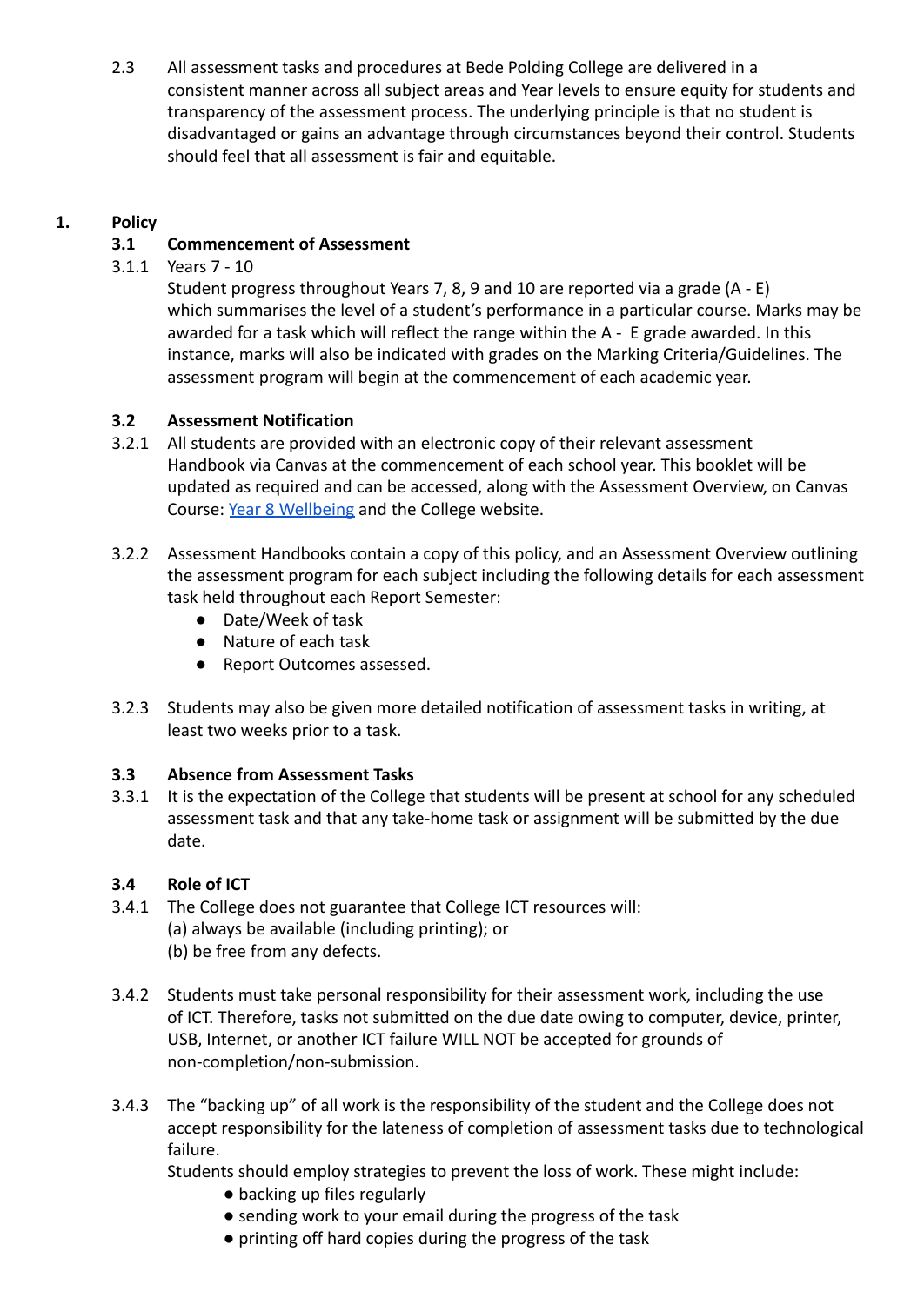2.3 All assessment tasks and procedures at Bede Polding College are delivered in a consistent manner across all subject areas and Year levels to ensure equity for students and transparency of the assessment process. The underlying principle is that no student is disadvantaged or gains an advantage through circumstances beyond their control. Students should feel that all assessment is fair and equitable.

## 1. Policy

### 3.1 Commencement of Assessment

3.1.1 Years 7 - 10

Student progress throughout Years 7, 8, 9 and 10 are reported via a grade (A - E) which summarises the level of a student's performance in a particular course. Marks may be awarded for a task which will reflect the range within the A - E grade awarded. In this instance, marks will also be indicated with grades on the Marking Criteria/Guidelines. The assessment program will begin at the commencement of each academic year.

### 3.2 Assessment Notification

3.2.1 All students are provided with an electronic copy of their relevant assessment Handbook via Canvas at the commencement of each school year. This booklet will be updated as required and can be accessed, along with the Assessment Overview, on Canvas Course: Year 8 Wellbeing and the College website.

3.2.2 Assessment Handbooks contain a copy of this policy, and an Assessment Overview outlining the assessment program for each subject including the following details for each assessment task held throughout each Report Semester:

- Date/Week of task
- Nature of each task
- Report Outcomes assessed.

3.2.3 Students may also be given more detailed notification of assessment tasks in writing, at least two weeks prior to a task.

### 3.3 Absence from Assessment Tasks

3.3.1 It is the expectation of the College that students will be present at school for any scheduled assessment task and that any take-home task or assignment will be submitted by the due date.

### 3.4 Role of ICT

3.4.1 The College does not guarantee that College ICT resources will:
(a) always be available (including printing); or
(b) be free from any defects.

3.4.2 Students must take personal responsibility for their assessment work, including the use of ICT. Therefore, tasks not submitted on the due date owing to computer, device, printer, USB, Internet, or another ICT failure WILL NOT be accepted for grounds of non-completion/non-submission.

3.4.3 The "backing up" of all work is the responsibility of the student and the College does not accept responsibility for the lateness of completion of assessment tasks due to technological failure.

Students should employ strategies to prevent the loss of work. These might include:

- backing up files regularly
- sending work to your email during the progress of the task
- printing off hard copies during the progress of the task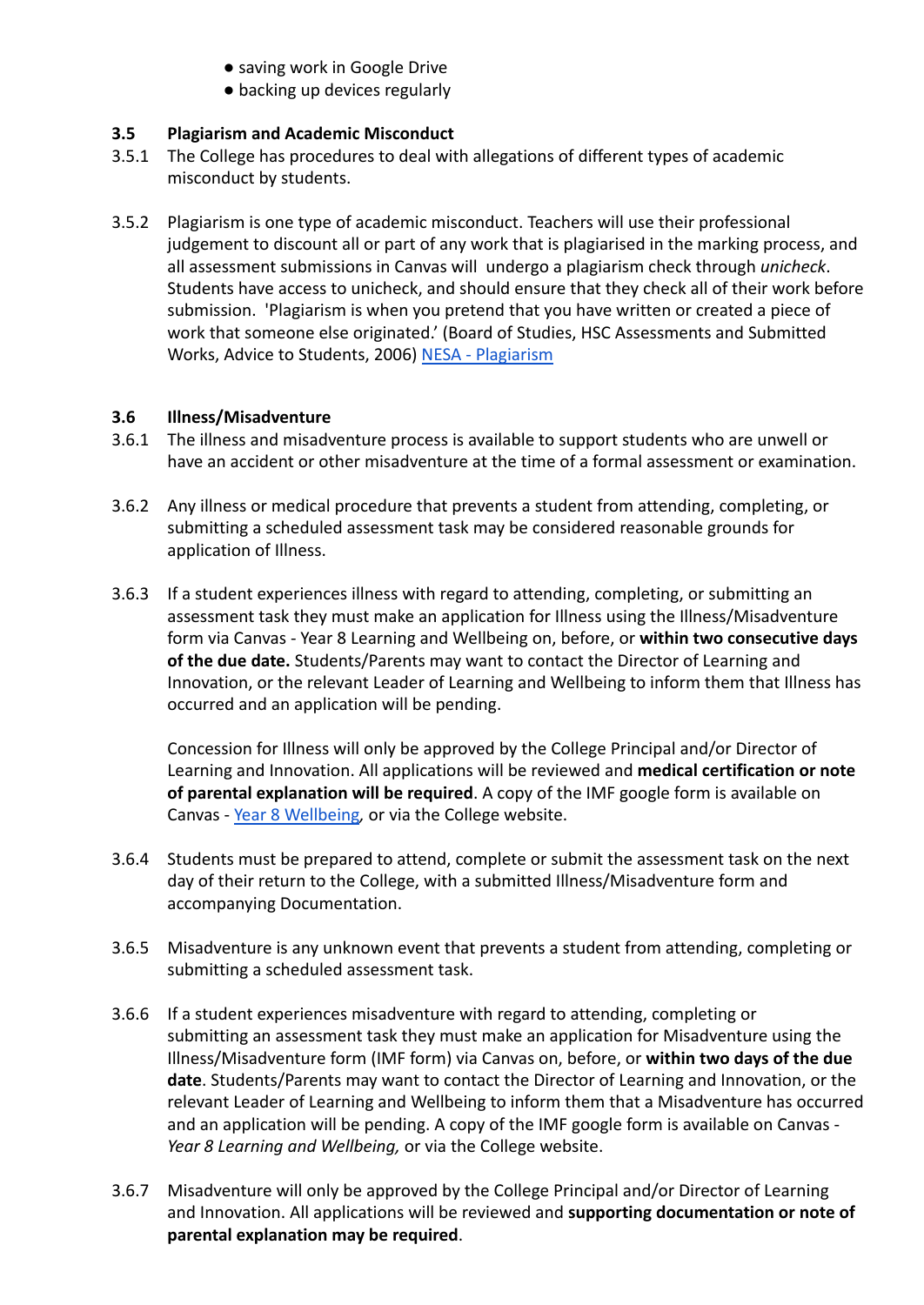- saving work in Google Drive
- backing up devices regularly

### 3.5 Plagiarism and Academic Misconduct

3.5.1 The College has procedures to deal with allegations of different types of academic misconduct by students.

3.5.2 Plagiarism is one type of academic misconduct. Teachers will use their professional judgement to discount all or part of any work that is plagiarised in the marking process, and all assessment submissions in Canvas will undergo a plagiarism check through *unicheck*. Students have access to unicheck, and should ensure that they check all of their work before submission. 'Plagiarism is when you pretend that you have written or created a piece of work that someone else originated.' (Board of Studies, HSC Assessments and Submitted Works, Advice to Students, 2006) NESA - Plagiarism

### 3.6 Illness/Misadventure

3.6.1 The illness and misadventure process is available to support students who are unwell or have an accident or other misadventure at the time of a formal assessment or examination.

3.6.2 Any illness or medical procedure that prevents a student from attending, completing, or submitting a scheduled assessment task may be considered reasonable grounds for application of Illness.

3.6.3 If a student experiences illness with regard to attending, completing, or submitting an assessment task they must make an application for Illness using the Illness/Misadventure form via Canvas - Year 8 Learning and Wellbeing on, before, or **within two consecutive days of the due date.** Students/Parents may want to contact the Director of Learning and Innovation, or the relevant Leader of Learning and Wellbeing to inform them that Illness has occurred and an application will be pending.

Concession for Illness will only be approved by the College Principal and/or Director of Learning and Innovation. All applications will be reviewed and **medical certification or note of parental explanation will be required**. A copy of the IMF google form is available on Canvas - Year 8 Wellbeing, or via the College website.

3.6.4 Students must be prepared to attend, complete or submit the assessment task on the next day of their return to the College, with a submitted Illness/Misadventure form and accompanying Documentation.

3.6.5 Misadventure is any unknown event that prevents a student from attending, completing or submitting a scheduled assessment task.

3.6.6 If a student experiences misadventure with regard to attending, completing or submitting an assessment task they must make an application for Misadventure using the Illness/Misadventure form (IMF form) via Canvas on, before, or **within two days of the due date**. Students/Parents may want to contact the Director of Learning and Innovation, or the relevant Leader of Learning and Wellbeing to inform them that a Misadventure has occurred and an application will be pending. A copy of the IMF google form is available on Canvas - *Year 8 Learning and Wellbeing,* or via the College website.

3.6.7 Misadventure will only be approved by the College Principal and/or Director of Learning and Innovation. All applications will be reviewed and **supporting documentation or note of parental explanation may be required**.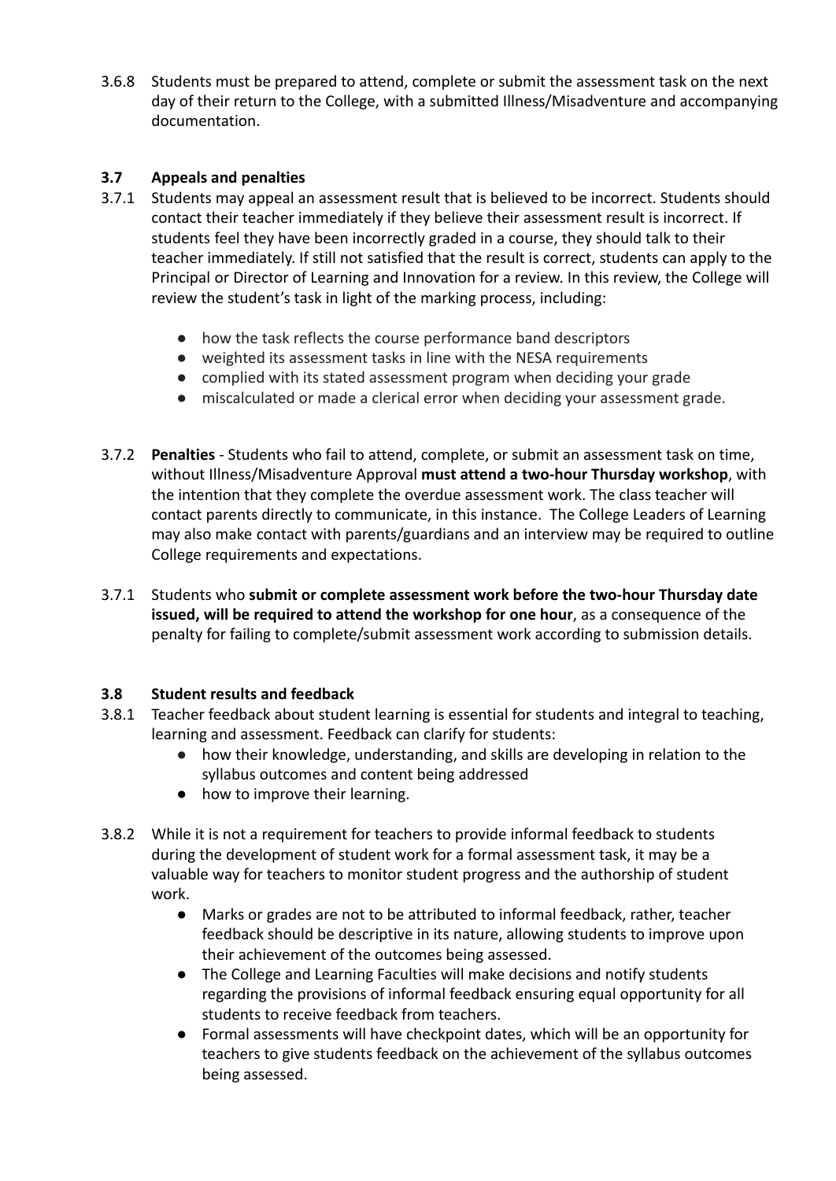3.6.8 Students must be prepared to attend, complete or submit the assessment task on the next day of their return to the College, with a submitted Illness/Misadventure and accompanying documentation.

### 3.7 Appeals and penalties

3.7.1 Students may appeal an assessment result that is believed to be incorrect. Students should contact their teacher immediately if they believe their assessment result is incorrect. If students feel they have been incorrectly graded in a course, they should talk to their teacher immediately. If still not satisfied that the result is correct, students can apply to the Principal or Director of Learning and Innovation for a review. In this review, the College will review the student's task in light of the marking process, including:

- how the task reflects the course performance band descriptors
- weighted its assessment tasks in line with the NESA requirements
- complied with its stated assessment program when deciding your grade
- miscalculated or made a clerical error when deciding your assessment grade.

3.7.2 **Penalties** - Students who fail to attend, complete, or submit an assessment task on time, without Illness/Misadventure Approval **must attend a two-hour Thursday workshop**, with the intention that they complete the overdue assessment work. The class teacher will contact parents directly to communicate, in this instance. The College Leaders of Learning may also make contact with parents/guardians and an interview may be required to outline College requirements and expectations.

3.7.1 Students who **submit or complete assessment work before the two-hour Thursday date issued, will be required to attend the workshop for one hour**, as a consequence of the penalty for failing to complete/submit assessment work according to submission details.

### 3.8 Student results and feedback

3.8.1 Teacher feedback about student learning is essential for students and integral to teaching, learning and assessment. Feedback can clarify for students:

- how their knowledge, understanding, and skills are developing in relation to the syllabus outcomes and content being addressed
- how to improve their learning.

3.8.2 While it is not a requirement for teachers to provide informal feedback to students during the development of student work for a formal assessment task, it may be a valuable way for teachers to monitor student progress and the authorship of student work.

- Marks or grades are not to be attributed to informal feedback, rather, teacher feedback should be descriptive in its nature, allowing students to improve upon their achievement of the outcomes being assessed.
- The College and Learning Faculties will make decisions and notify students regarding the provisions of informal feedback ensuring equal opportunity for all students to receive feedback from teachers.
- Formal assessments will have checkpoint dates, which will be an opportunity for teachers to give students feedback on the achievement of the syllabus outcomes being assessed.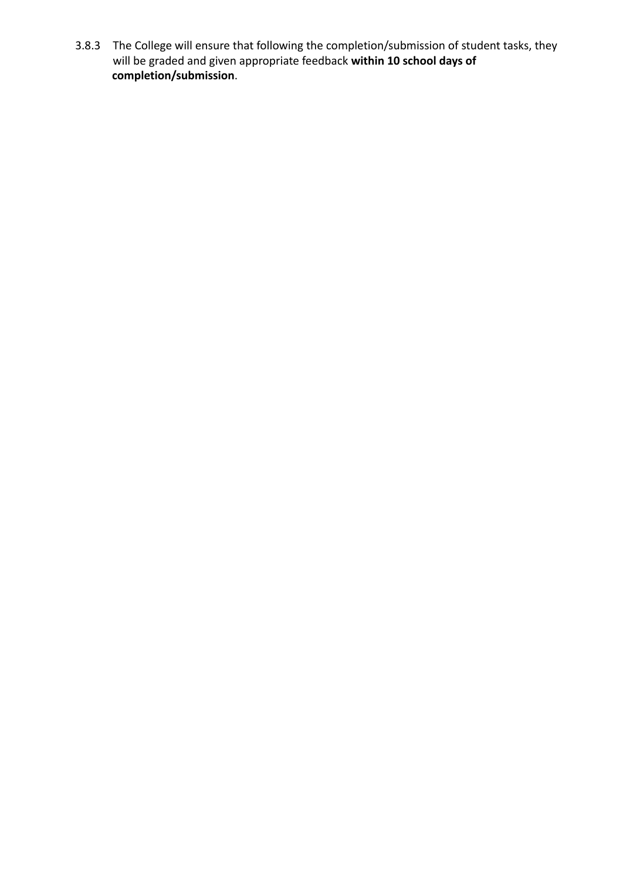3.8.3 The College will ensure that following the completion/submission of student tasks, they will be graded and given appropriate feedback **within 10 school days of completion/submission**.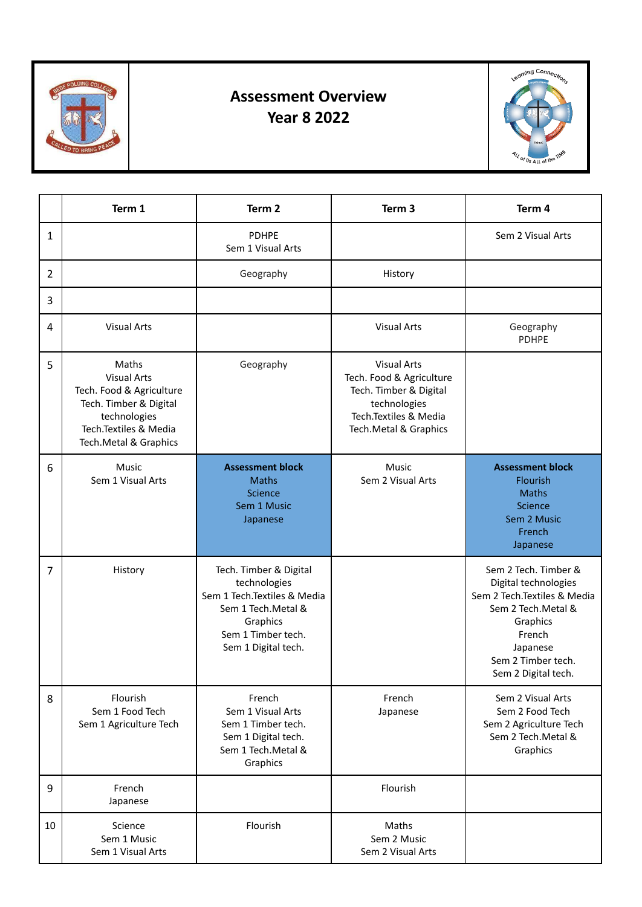# Assessment Overview
## Year 8 2022

| | Term 1 | Term 2 | Term 3 | Term 4 |
|---|---|---|---|---|
| 1 | | PDHPE<br>Sem 1 Visual Arts | | Sem 2 Visual Arts |
| 2 | | Geography | History | |
| 3 | | | | |
| 4 | Visual Arts | | Visual Arts | Geography<br>PDHPE |
| 5 | Maths<br>Visual Arts<br>Tech. Food & Agriculture<br>Tech. Timber & Digital technologies<br>Tech.Textiles & Media<br>Tech.Metal & Graphics | Geography | Visual Arts<br>Tech. Food & Agriculture<br>Tech. Timber & Digital technologies<br>Tech.Textiles & Media<br>Tech.Metal & Graphics | |
| 6 | Music<br>Sem 1 Visual Arts | **Assessment block**<br>Maths<br>Science<br>Sem 1 Music<br>Japanese | Music<br>Sem 2 Visual Arts | **Assessment block**<br>Flourish<br>Maths<br>Science<br>Sem 2 Music<br>French<br>Japanese |
| 7 | History | Tech. Timber & Digital technologies<br>Sem 1 Tech.Textiles & Media<br>Sem 1 Tech.Metal & Graphics<br>Sem 1 Timber tech.<br>Sem 1 Digital tech. | | Sem 2 Tech. Timber & Digital technologies<br>Sem 2 Tech.Textiles & Media<br>Sem 2 Tech.Metal & Graphics<br>French<br>Japanese<br>Sem 2 Timber tech.<br>Sem 2 Digital tech. |
| 8 | Flourish<br>Sem 1 Food Tech<br>Sem 1 Agriculture Tech | French<br>Sem 1 Visual Arts<br>Sem 1 Timber tech.<br>Sem 1 Digital tech.<br>Sem 1 Tech.Metal & Graphics | French<br>Japanese | Sem 2 Visual Arts<br>Sem 2 Food Tech<br>Sem 2 Agriculture Tech<br>Sem 2 Tech.Metal & Graphics |
| 9 | French<br>Japanese | | Flourish | |
| 10 | Science<br>Sem 1 Music<br>Sem 1 Visual Arts | Flourish | Maths<br>Sem 2 Music<br>Sem 2 Visual Arts | |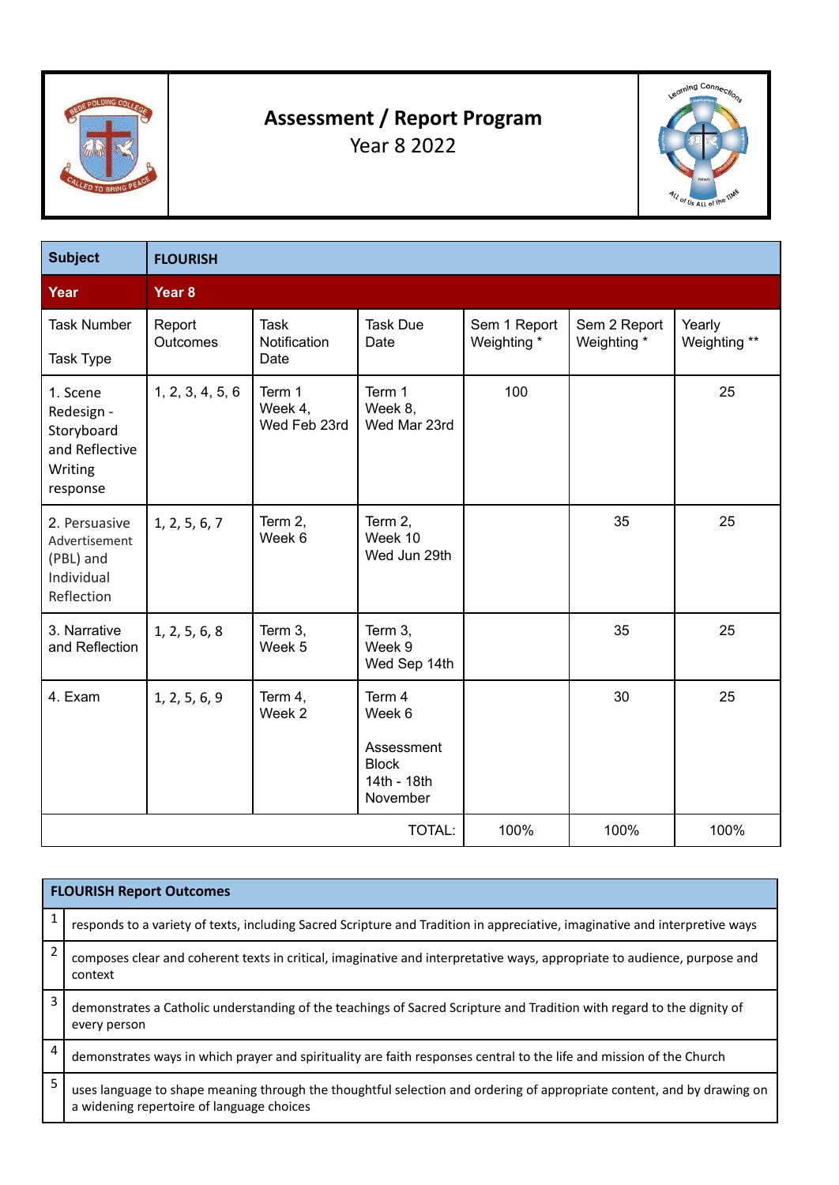# Assessment / Report Program

Year 8 2022

| Subject | FLOURISH | | | | | |
|---|---|---|---|---|---|---|
| **Year** | **Year 8** | | | | | |
| Task Number<br><br>Task Type | Report Outcomes | Task Notification Date | Task Due Date | Sem 1 Report Weighting * | Sem 2 Report Weighting * | Yearly Weighting ** |
| 1. Scene Redesign - Storyboard and Reflective Writing response | 1, 2, 3, 4, 5, 6 | Term 1 Week 4, Wed Feb 23rd | Term 1 Week 8, Wed Mar 23rd | 100 | | 25 |
| 2. Persuasive Advertisement (PBL) and Individual Reflection | 1, 2, 5, 6, 7 | Term 2, Week 6 | Term 2, Week 10 Wed Jun 29th | | 35 | 25 |
| 3. Narrative and Reflection | 1, 2, 5, 6, 8 | Term 3, Week 5 | Term 3, Week 9 Wed Sep 14th | | 35 | 25 |
| 4. Exam | 1, 2, 5, 6, 9 | Term 4, Week 2 | Term 4 Week 6<br><br>Assessment Block 14th - 18th November | | 30 | 25 |
| | | | TOTAL: | 100% | 100% | 100% |

| FLOURISH Report Outcomes | |
|---|---|
| 1 | responds to a variety of texts, including Sacred Scripture and Tradition in appreciative, imaginative and interpretive ways |
| 2 | composes clear and coherent texts in critical, imaginative and interpretative ways, appropriate to audience, purpose and context |
| 3 | demonstrates a Catholic understanding of the teachings of Sacred Scripture and Tradition with regard to the dignity of every person |
| 4 | demonstrates ways in which prayer and spirituality are faith responses central to the life and mission of the Church |
| 5 | uses language to shape meaning through the thoughtful selection and ordering of appropriate content, and by drawing on a widening repertoire of language choices |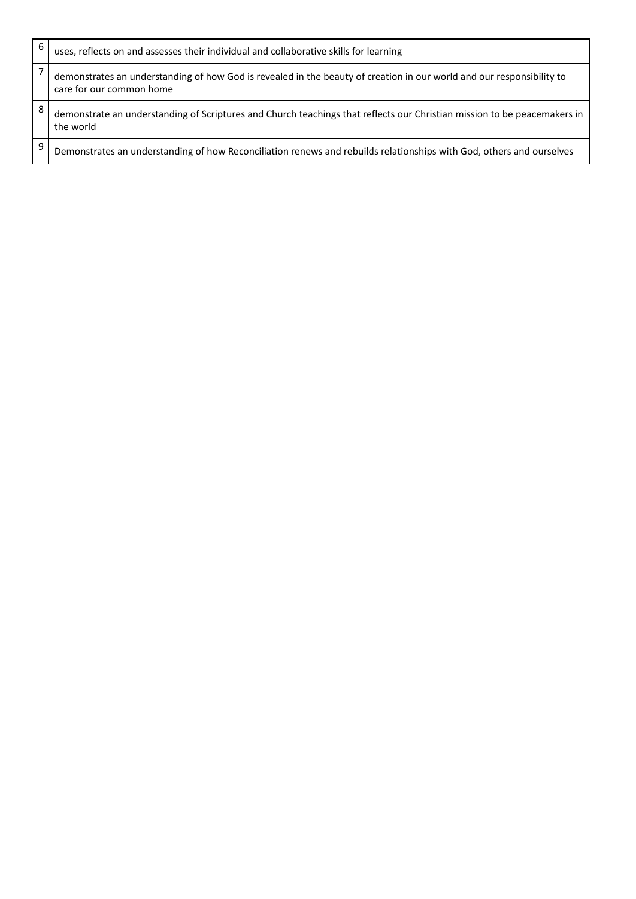| | |
|---|---|
| 6 | uses, reflects on and assesses their individual and collaborative skills for learning |
| 7 | demonstrates an understanding of how God is revealed in the beauty of creation in our world and our responsibility to care for our common home |
| 8 | demonstrate an understanding of Scriptures and Church teachings that reflects our Christian mission to be peacemakers in the world |
| 9 | Demonstrates an understanding of how Reconciliation renews and rebuilds relationships with God, others and ourselves |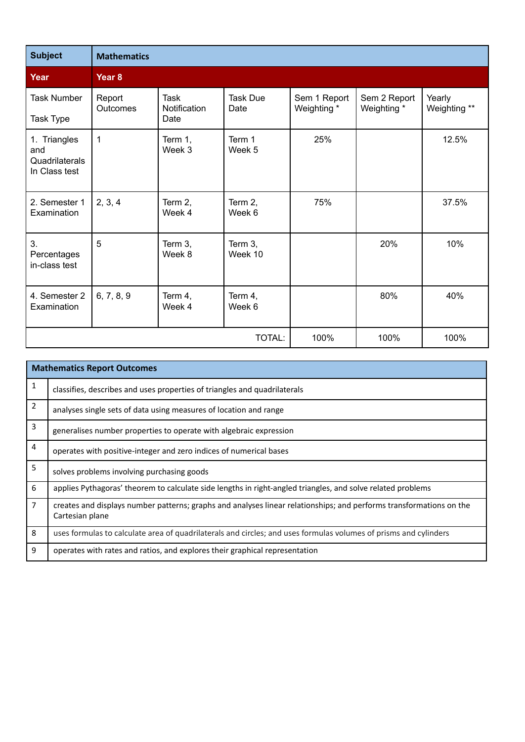| Subject | Mathematics | | | | | |
|---|---|---|---|---|---|---|
| **Year** | **Year 8** | | | | | |
| Task Number<br><br>Task Type | Report Outcomes | Task Notification Date | Task Due Date | Sem 1 Report Weighting * | Sem 2 Report Weighting * | Yearly Weighting ** |
| 1. Triangles and Quadrilaterals In Class test | 1 | Term 1, Week 3 | Term 1 Week 5 | 25% | | 12.5% |
| 2. Semester 1 Examination | 2, 3, 4 | Term 2, Week 4 | Term 2, Week 6 | 75% | | 37.5% |
| 3. Percentages in-class test | 5 | Term 3, Week 8 | Term 3, Week 10 | | 20% | 10% |
| 4. Semester 2 Examination | 6, 7, 8, 9 | Term 4, Week 4 | Term 4, Week 6 | | 80% | 40% |
| | | | TOTAL: | 100% | 100% | 100% |

| Mathematics Report Outcomes | |
|---|---|
| 1 | classifies, describes and uses properties of triangles and quadrilaterals |
| 2 | analyses single sets of data using measures of location and range |
| 3 | generalises number properties to operate with algebraic expression |
| 4 | operates with positive-integer and zero indices of numerical bases |
| 5 | solves problems involving purchasing goods |
| 6 | applies Pythagoras' theorem to calculate side lengths in right-angled triangles, and solve related problems |
| 7 | creates and displays number patterns; graphs and analyses linear relationships; and performs transformations on the Cartesian plane |
| 8 | uses formulas to calculate area of quadrilaterals and circles; and uses formulas volumes of prisms and cylinders |
| 9 | operates with rates and ratios, and explores their graphical representation |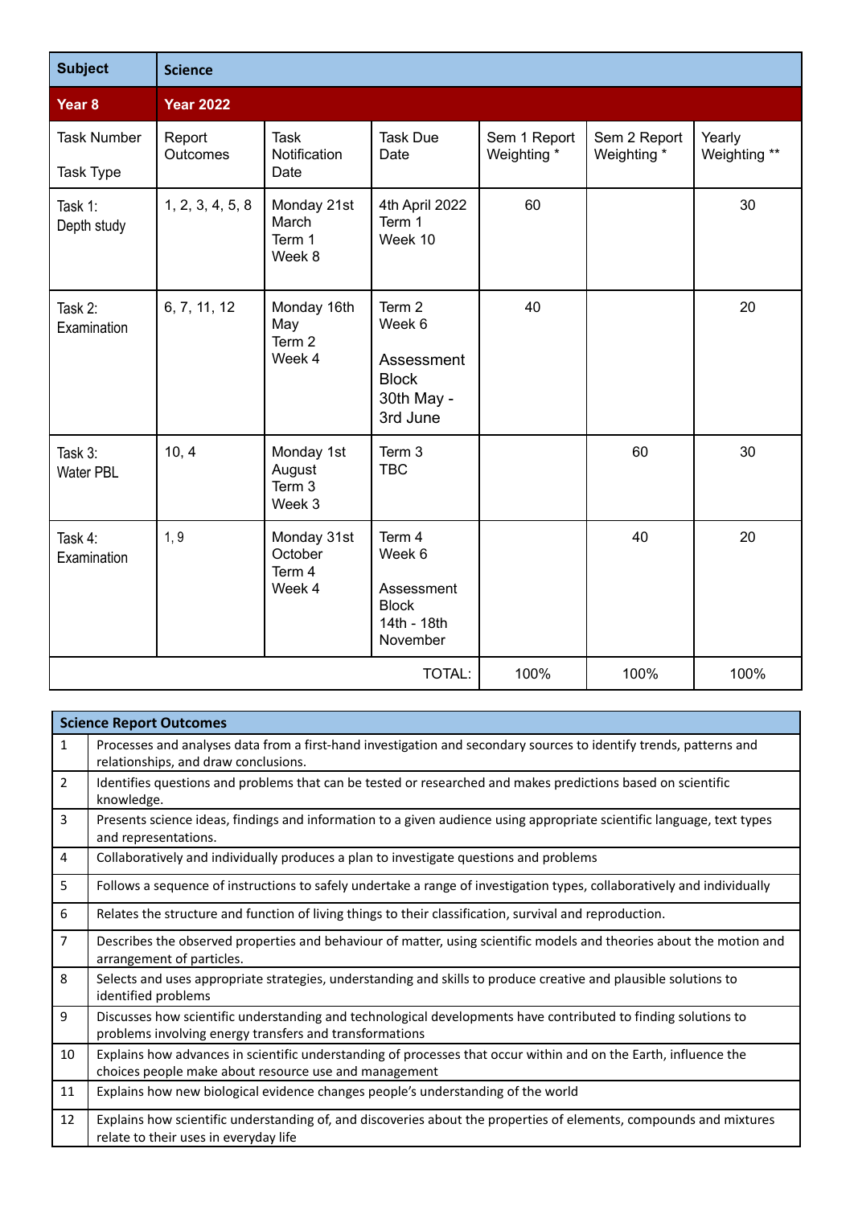| Subject | Science | | | | | |
|---|---|---|---|---|---|---|
| **Year 8** | **Year 2022** | | | | | |
| Task Number<br><br>Task Type | Report Outcomes | Task Notification Date | Task Due Date | Sem 1 Report Weighting * | Sem 2 Report Weighting * | Yearly Weighting ** |
| Task 1:<br>Depth study | 1, 2, 3, 4, 5, 8 | Monday 21st March<br>Term 1<br>Week 8 | 4th April 2022<br>Term 1<br>Week 10 | 60 | | 30 |
| Task 2:<br>Examination | 6, 7, 11, 12 | Monday 16th May<br>Term 2<br>Week 4 | Term 2<br>Week 6<br><br>Assessment Block<br>30th May - 3rd June | 40 | | 20 |
| Task 3:<br>Water PBL | 10, 4 | Monday 1st August<br>Term 3<br>Week 3 | Term 3<br>TBC | | 60 | 30 |
| Task 4:<br>Examination | 1, 9 | Monday 31st October<br>Term 4<br>Week 4 | Term 4<br>Week 6<br><br>Assessment Block<br>14th - 18th November | | 40 | 20 |
| | | | TOTAL: | 100% | 100% | 100% |

| Science Report Outcomes | |
|---|---|
| 1 | Processes and analyses data from a first-hand investigation and secondary sources to identify trends, patterns and relationships, and draw conclusions. |
| 2 | Identifies questions and problems that can be tested or researched and makes predictions based on scientific knowledge. |
| 3 | Presents science ideas, findings and information to a given audience using appropriate scientific language, text types and representations. |
| 4 | Collaboratively and individually produces a plan to investigate questions and problems |
| 5 | Follows a sequence of instructions to safely undertake a range of investigation types, collaboratively and individually |
| 6 | Relates the structure and function of living things to their classification, survival and reproduction. |
| 7 | Describes the observed properties and behaviour of matter, using scientific models and theories about the motion and arrangement of particles. |
| 8 | Selects and uses appropriate strategies, understanding and skills to produce creative and plausible solutions to identified problems |
| 9 | Discusses how scientific understanding and technological developments have contributed to finding solutions to problems involving energy transfers and transformations |
| 10 | Explains how advances in scientific understanding of processes that occur within and on the Earth, influence the choices people make about resource use and management |
| 11 | Explains how new biological evidence changes people's understanding of the world |
| 12 | Explains how scientific understanding of, and discoveries about the properties of elements, compounds and mixtures relate to their uses in everyday life |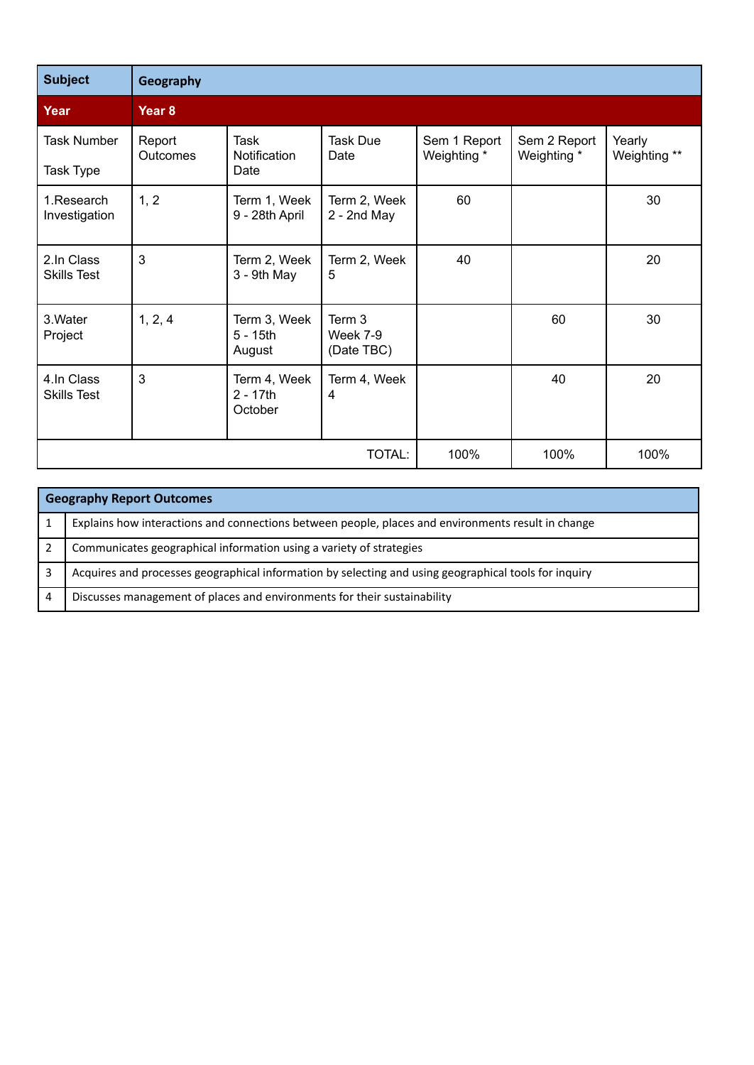| Subject | Geography | | | | | |
|---|---|---|---|---|---|---|
| **Year** | **Year 8** | | | | | |
| Task Number<br><br>Task Type | Report Outcomes | Task Notification Date | Task Due Date | Sem 1 Report Weighting * | Sem 2 Report Weighting * | Yearly Weighting ** |
| 1.Research Investigation | 1, 2 | Term 1, Week 9 - 28th April | Term 2, Week 2 - 2nd May | 60 | | 30 |
| 2.In Class Skills Test | 3 | Term 2, Week 3 - 9th May | Term 2, Week 5 | 40 | | 20 |
| 3.Water Project | 1, 2, 4 | Term 3, Week 5 - 15th August | Term 3 Week 7-9 (Date TBC) | | 60 | 30 |
| 4.In Class Skills Test | 3 | Term 4, Week 2 - 17th October | Term 4, Week 4 | | 40 | 20 |
| | | | TOTAL: | 100% | 100% | 100% |

| **Geography Report Outcomes** | |
|---|---|
| 1 | Explains how interactions and connections between people, places and environments result in change |
| 2 | Communicates geographical information using a variety of strategies |
| 3 | Acquires and processes geographical information by selecting and using geographical tools for inquiry |
| 4 | Discusses management of places and environments for their sustainability |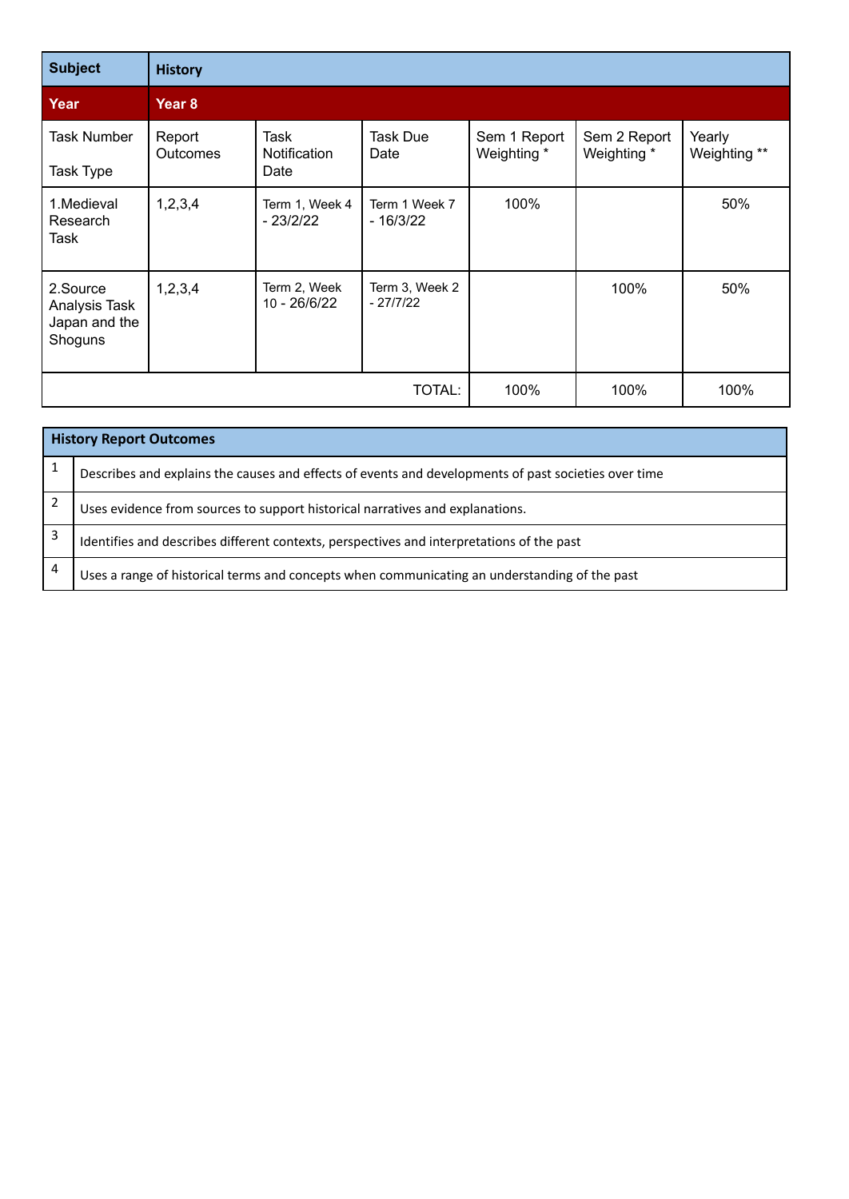| Subject | History | | | | | |
|---|---|---|---|---|---|---|
| **Year** | **Year 8** | | | | | |
| Task Number<br><br>Task Type | Report Outcomes | Task Notification Date | Task Due Date | Sem 1 Report Weighting * | Sem 2 Report Weighting * | Yearly Weighting ** |
| 1.Medieval Research Task | 1,2,3,4 | Term 1, Week 4 - 23/2/22 | Term 1 Week 7 - 16/3/22 | 100% | | 50% |
| 2.Source Analysis Task Japan and the Shoguns | 1,2,3,4 | Term 2, Week 10 - 26/6/22 | Term 3, Week 2 - 27/7/22 | | 100% | 50% |
| | | | TOTAL: | 100% | 100% | 100% |

| History Report Outcomes | |
|---|---|
| 1 | Describes and explains the causes and effects of events and developments of past societies over time |
| 2 | Uses evidence from sources to support historical narratives and explanations. |
| 3 | Identifies and describes different contexts, perspectives and interpretations of the past |
| 4 | Uses a range of historical terms and concepts when communicating an understanding of the past |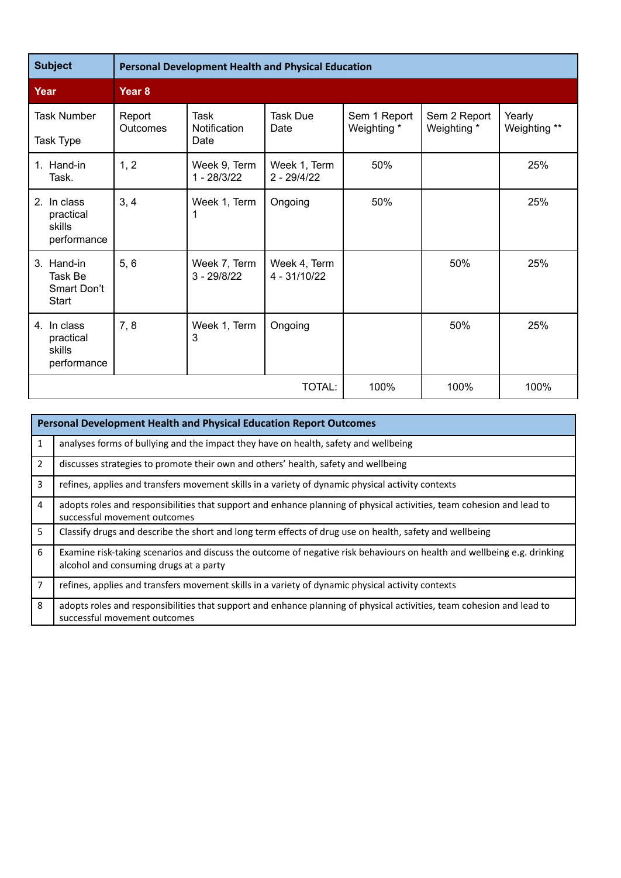| Subject | Personal Development Health and Physical Education | | | | | |
|---|---|---|---|---|---|---|
| **Year** | **Year 8** | | | | | |
| Task Number<br><br>Task Type | Report Outcomes | Task Notification Date | Task Due Date | Sem 1 Report Weighting * | Sem 2 Report Weighting * | Yearly Weighting ** |
| 1. Hand-in Task. | 1, 2 | Week 9, Term 1 - 28/3/22 | Week 1, Term 2 - 29/4/22 | 50% | | 25% |
| 2. In class practical skills performance | 3, 4 | Week 1, Term 1 | Ongoing | 50% | | 25% |
| 3. Hand-in Task Be Smart Don't Start | 5, 6 | Week 7, Term 3 - 29/8/22 | Week 4, Term 4 - 31/10/22 | | 50% | 25% |
| 4. In class practical skills performance | 7, 8 | Week 1, Term 3 | Ongoing | | 50% | 25% |
| | | | TOTAL: | 100% | 100% | 100% |

| Personal Development Health and Physical Education Report Outcomes | |
|---|---|
| 1 | analyses forms of bullying and the impact they have on health, safety and wellbeing |
| 2 | discusses strategies to promote their own and others' health, safety and wellbeing |
| 3 | refines, applies and transfers movement skills in a variety of dynamic physical activity contexts |
| 4 | adopts roles and responsibilities that support and enhance planning of physical activities, team cohesion and lead to successful movement outcomes |
| 5 | Classify drugs and describe the short and long term effects of drug use on health, safety and wellbeing |
| 6 | Examine risk-taking scenarios and discuss the outcome of negative risk behaviours on health and wellbeing e.g. drinking alcohol and consuming drugs at a party |
| 7 | refines, applies and transfers movement skills in a variety of dynamic physical activity contexts |
| 8 | adopts roles and responsibilities that support and enhance planning of physical activities, team cohesion and lead to successful movement outcomes |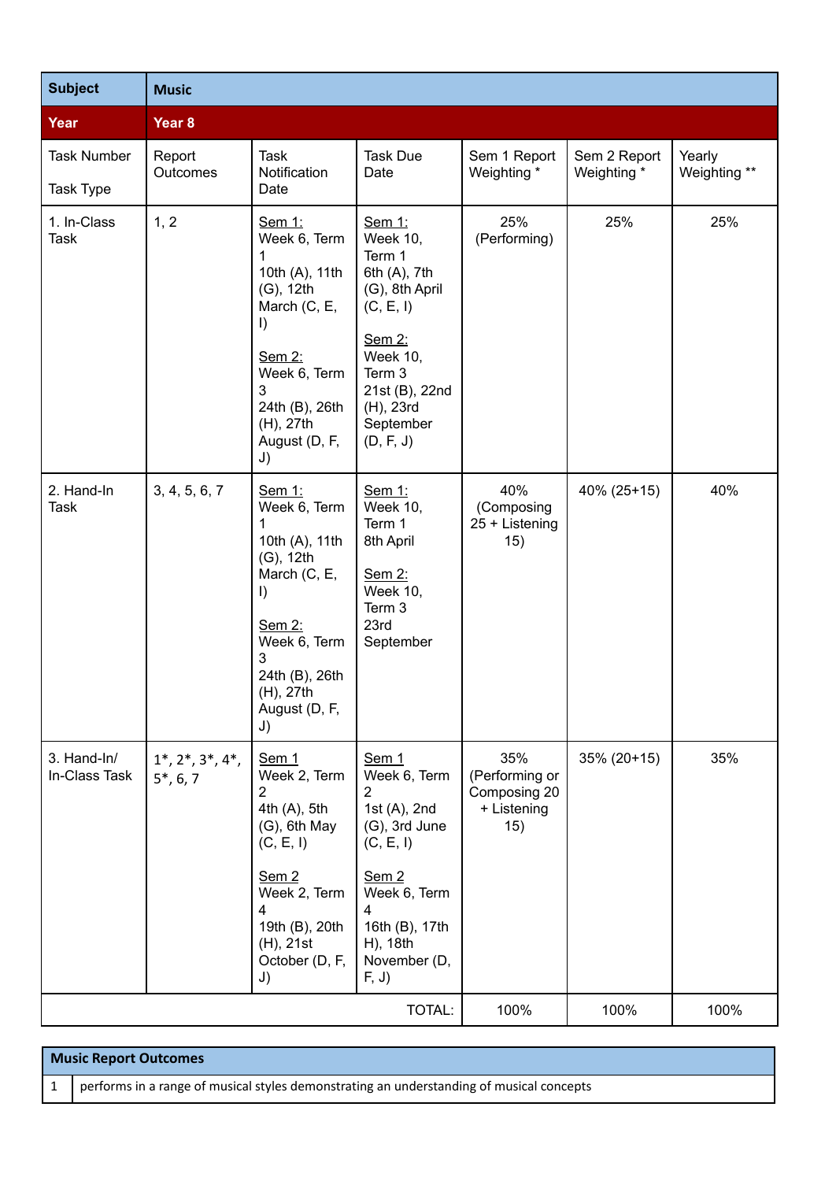| Subject | Music | | | | | |
|---|---|---|---|---|---|---|
| **Year** | **Year 8** | | | | | |
| Task Number<br><br>Task Type | Report Outcomes | Task Notification Date | Task Due Date | Sem 1 Report Weighting * | Sem 2 Report Weighting * | Yearly Weighting ** |
| 1. In-Class Task | 1, 2 | Sem 1:<br>Week 6, Term 1<br>10th (A), 11th (G), 12th March (C, E, I)<br><br>Sem 2:<br>Week 6, Term 3<br>24th (B), 26th (H), 27th August (D, F, J) | Sem 1:<br>Week 10, Term 1<br>6th (A), 7th (G), 8th April (C, E, I)<br><br>Sem 2:<br>Week 10, Term 3<br>21st (B), 22nd (H), 23rd September (D, F, J) | 25% (Performing) | 25% | 25% |
| 2. Hand-In Task | 3, 4, 5, 6, 7 | Sem 1:<br>Week 6, Term 1<br>10th (A), 11th (G), 12th March (C, E, I)<br><br>Sem 2:<br>Week 6, Term 3<br>24th (B), 26th (H), 27th August (D, F, J) | Sem 1:<br>Week 10, Term 1<br>8th April<br><br>Sem 2:<br>Week 10, Term 3<br>23rd September | 40% (Composing 25 + Listening 15) | 40% (25+15) | 40% |
| 3. Hand-In/ In-Class Task | 1*, 2*, 3*, 4*, 5*, 6, 7 | Sem 1<br>Week 2, Term 2<br>4th (A), 5th (G), 6th May (C, E, I)<br><br>Sem 2<br>Week 2, Term 4<br>19th (B), 20th (H), 21st October (D, F, J) | Sem 1<br>Week 6, Term 2<br>1st (A), 2nd (G), 3rd June (C, E, I)<br><br>Sem 2<br>Week 6, Term 4<br>16th (B), 17th H), 18th November (D, F, J) | 35% (Performing or Composing 20 + Listening 15) | 35% (20+15) | 35% |
| | | | TOTAL: | 100% | 100% | 100% |

| **Music Report Outcomes** | |
|---|---|
| 1 | performs in a range of musical styles demonstrating an understanding of musical concepts |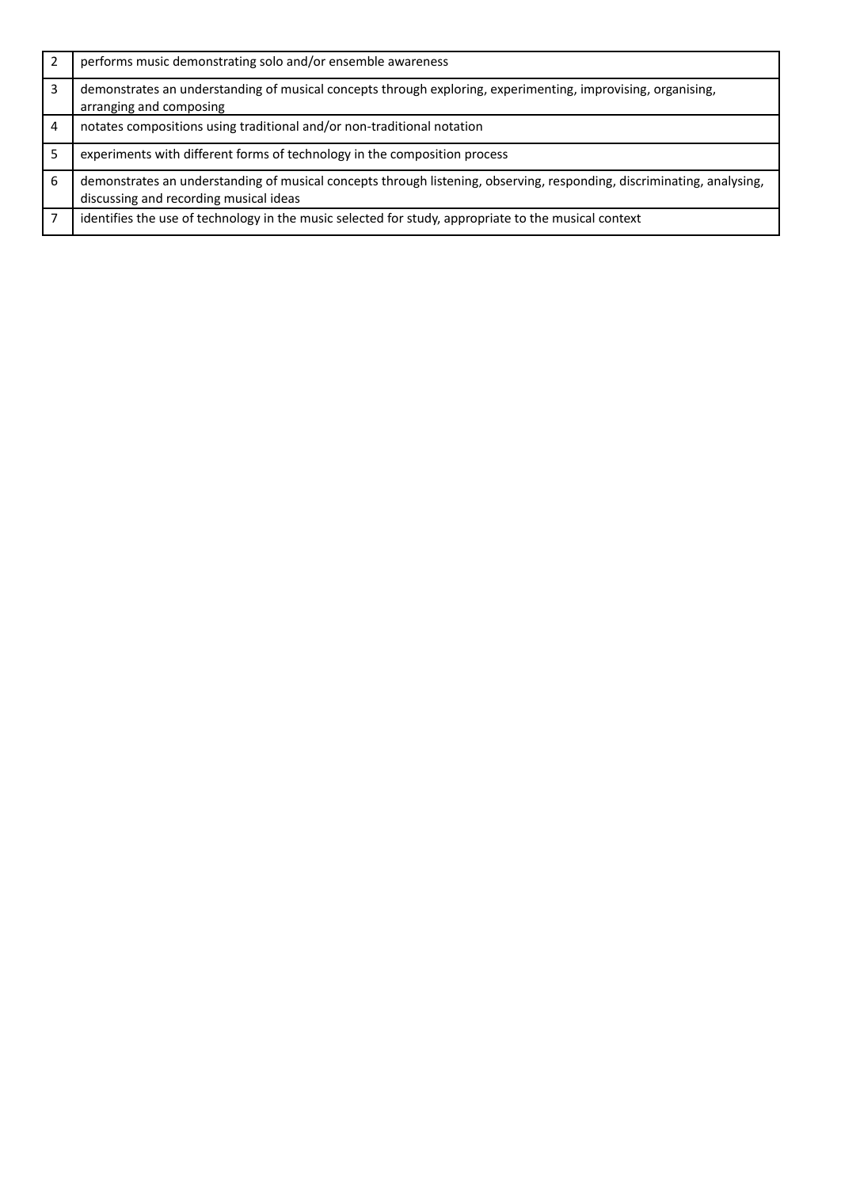| | |
|---|---|
| 2 | performs music demonstrating solo and/or ensemble awareness |
| 3 | demonstrates an understanding of musical concepts through exploring, experimenting, improvising, organising, arranging and composing |
| 4 | notates compositions using traditional and/or non-traditional notation |
| 5 | experiments with different forms of technology in the composition process |
| 6 | demonstrates an understanding of musical concepts through listening, observing, responding, discriminating, analysing, discussing and recording musical ideas |
| 7 | identifies the use of technology in the music selected for study, appropriate to the musical context |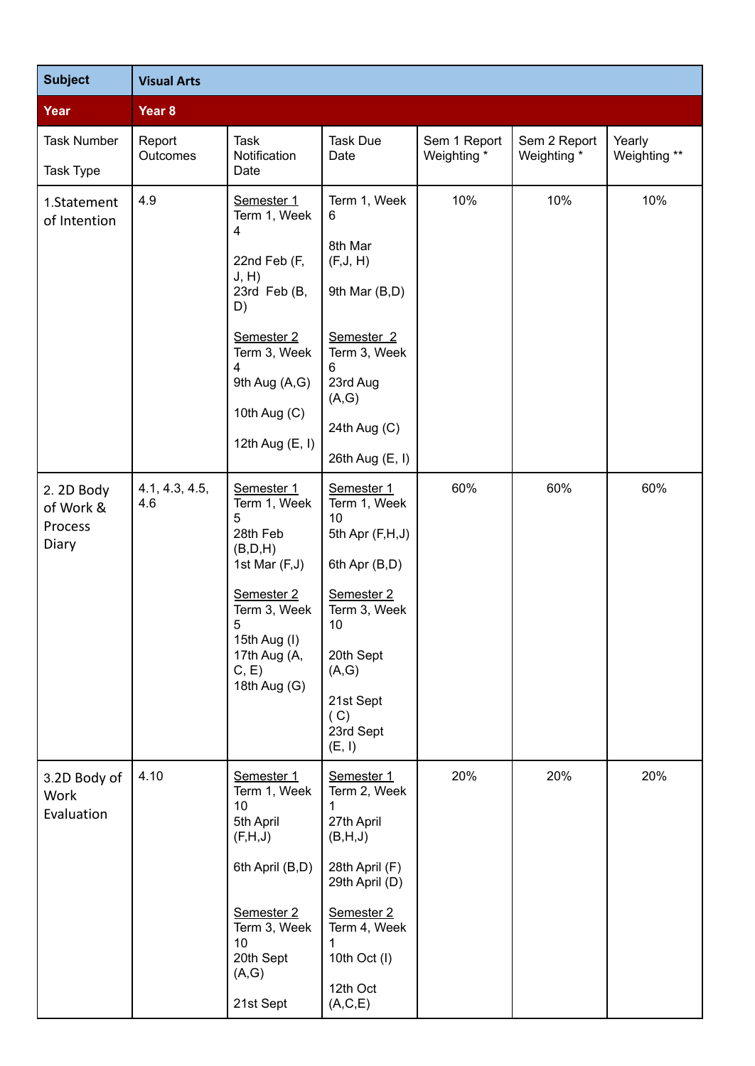| Subject | Visual Arts | | | | | |
|---|---|---|---|---|---|---|
| **Year** | **Year 8** | | | | | |
| Task Number<br><br>Task Type | Report Outcomes | Task Notification Date | Task Due Date | Sem 1 Report Weighting * | Sem 2 Report Weighting * | Yearly Weighting ** |
| 1.Statement of Intention | 4.9 | Semester 1<br>Term 1, Week 4<br><br>22nd Feb (F, J, H)<br>23rd Feb (B, D)<br><br>Semester 2<br>Term 3, Week 4<br>9th Aug (A,G)<br><br>10th Aug (C)<br><br>12th Aug (E, I) | Term 1, Week 6<br><br>8th Mar (F,J, H)<br><br>9th Mar (B,D)<br><br>Semester 2<br>Term 3, Week 6<br>23rd Aug (A,G)<br><br>24th Aug (C)<br><br>26th Aug (E, I) | 10% | 10% | 10% |
| 2. 2D Body of Work & Process Diary | 4.1, 4.3, 4.5, 4.6 | Semester 1<br>Term 1, Week 5<br>28th Feb (B,D,H)<br>1st Mar (F,J)<br><br>Semester 2<br>Term 3, Week 5<br>15th Aug (I)<br>17th Aug (A, C, E)<br>18th Aug (G) | Semester 1<br>Term 1, Week 10<br>5th Apr (F,H,J)<br><br>6th Apr (B,D)<br><br>Semester 2<br>Term 3, Week 10<br><br>20th Sept (A,G)<br><br>21st Sept ( C)<br>23rd Sept (E, I) | 60% | 60% | 60% |
| 3.2D Body of Work Evaluation | 4.10 | Semester 1<br>Term 1, Week 10<br>5th April (F,H,J)<br><br>6th April (B,D)<br><br><br>Semester 2<br>Term 3, Week 10<br>20th Sept (A,G)<br><br>21st Sept | Semester 1<br>Term 2, Week 1<br>27th April (B,H,J)<br><br>28th April (F)<br>29th April (D)<br><br>Semester 2<br>Term 4, Week 1<br>10th Oct (I)<br><br>12th Oct (A,C,E) | 20% | 20% | 20% |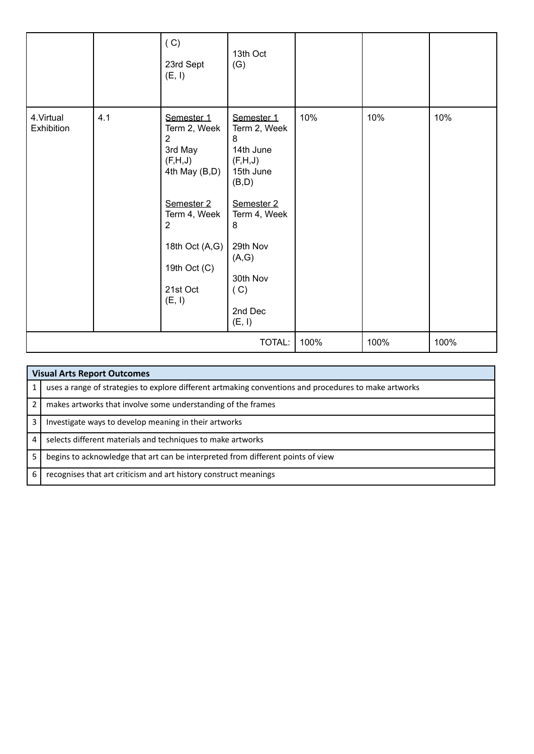| | | | | | | |
|---|---|---|---|---|---|---|
| | | ( C)<br><br>23rd Sept<br>(E, I) | 13th Oct<br>(G) | | | |
| 4.Virtual Exhibition | 4.1 | Semester 1<br>Term 2, Week 2<br>3rd May<br>(F,H,J)<br>4th May (B,D)<br><br>Semester 2<br>Term 4, Week 2<br><br>18th Oct (A,G)<br><br>19th Oct (C)<br><br>21st Oct<br>(E, I) | Semester 1<br>Term 2, Week 8<br>14th June<br>(F,H,J)<br>15th June<br>(B,D)<br><br>Semester 2<br>Term 4, Week 8<br><br>29th Nov<br>(A,G)<br><br>30th Nov<br>( C)<br><br>2nd Dec<br>(E, I) | 10% | 10% | 10% |
| | | | TOTAL: | 100% | 100% | 100% |

| Visual Arts Report Outcomes | |
|---|---|
| 1 | uses a range of strategies to explore different artmaking conventions and procedures to make artworks |
| 2 | makes artworks that involve some understanding of the frames |
| 3 | Investigate ways to develop meaning in their artworks |
| 4 | selects different materials and techniques to make artworks |
| 5 | begins to acknowledge that art can be interpreted from different points of view |
| 6 | recognises that art criticism and art history construct meanings |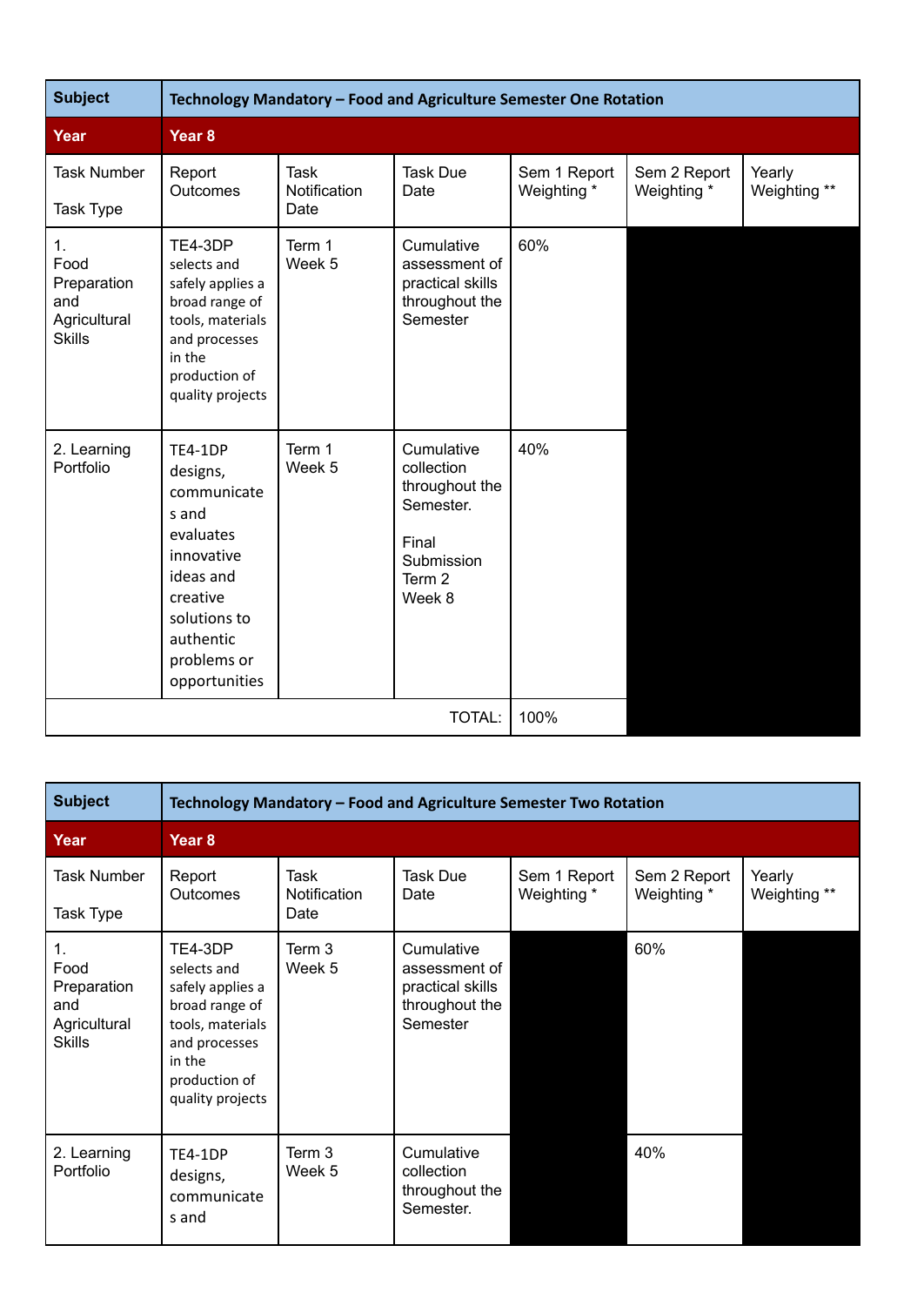| Subject | Technology Mandatory – Food and Agriculture Semester One Rotation | | | | | |
|---|---|---|---|---|---|---|
| **Year** | **Year 8** | | | | | |
| Task Number<br><br>Task Type | Report Outcomes | Task Notification Date | Task Due Date | Sem 1 Report Weighting * | Sem 2 Report Weighting * | Yearly Weighting ** |
| 1.<br>Food Preparation and Agricultural Skills | TE4-3DP selects and safely applies a broad range of tools, materials and processes in the production of quality projects | Term 1 Week 5 | Cumulative assessment of practical skills throughout the Semester | 60% | | |
| 2. Learning Portfolio | TE4-1DP designs, communicates and evaluates innovative ideas and creative solutions to authentic problems or opportunities | Term 1 Week 5 | Cumulative collection throughout the Semester.<br><br>Final Submission Term 2 Week 8 | 40% | | |
| | | | TOTAL: | 100% | | |

| Subject | Technology Mandatory – Food and Agriculture Semester Two Rotation | | | | | |
|---|---|---|---|---|---|---|
| **Year** | **Year 8** | | | | | |
| Task Number<br><br>Task Type | Report Outcomes | Task Notification Date | Task Due Date | Sem 1 Report Weighting * | Sem 2 Report Weighting * | Yearly Weighting ** |
| 1.<br>Food Preparation and Agricultural Skills | TE4-3DP selects and safely applies a broad range of tools, materials and processes in the production of quality projects | Term 3 Week 5 | Cumulative assessment of practical skills throughout the Semester | | 60% | |
| 2. Learning Portfolio | TE4-1DP designs, communicates and | Term 3 Week 5 | Cumulative collection throughout the Semester. | | 40% | |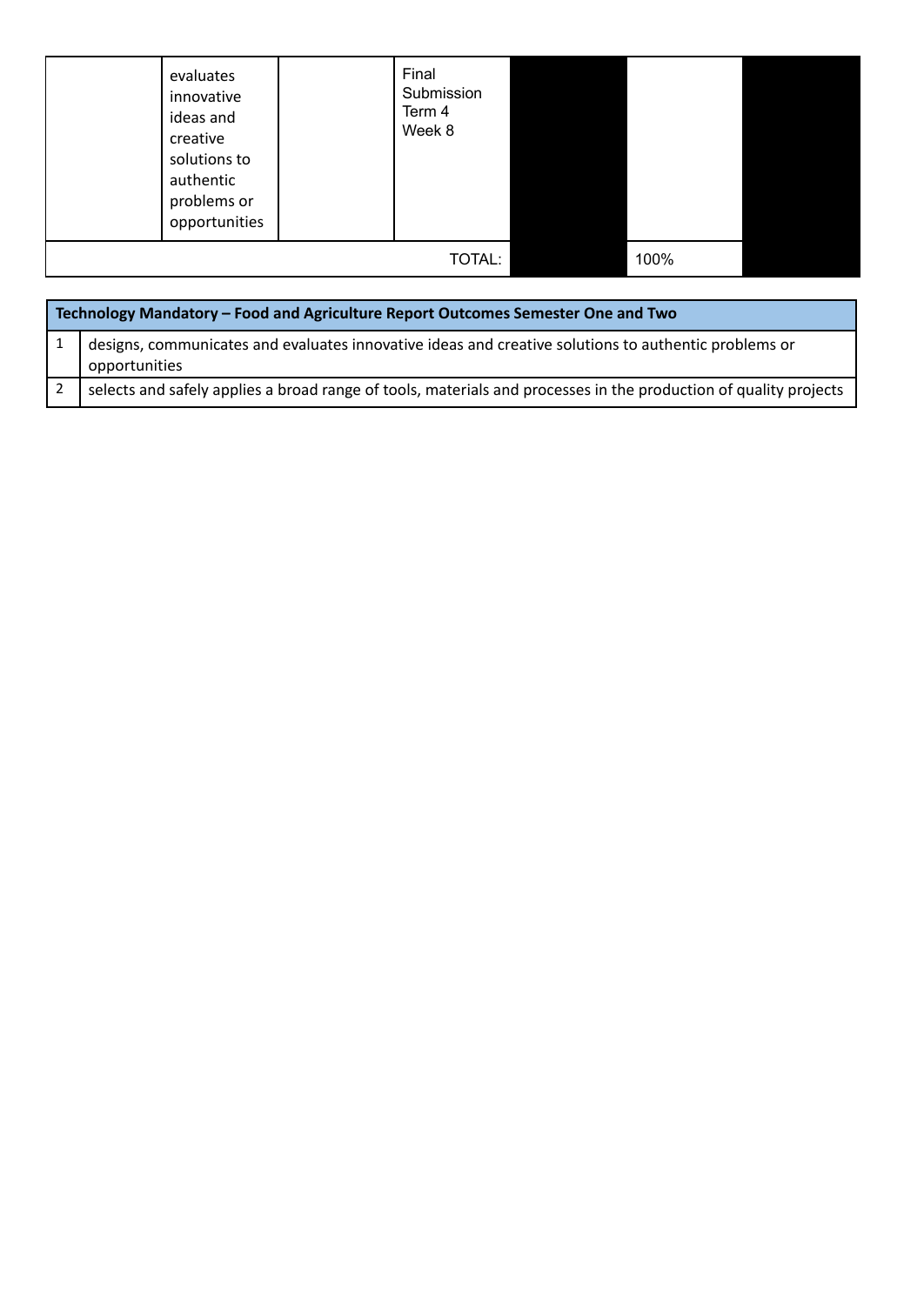|  | evaluates innovative ideas and creative solutions to authentic problems or opportunities |  | Final Submission Term 4 Week 8 |  |  |  |
|---|---|---|---|---|---|---|
| TOTAL: | | | | | 100% | |

| Technology Mandatory – Food and Agriculture Report Outcomes Semester One and Two | |
|---|---|
| 1 | designs, communicates and evaluates innovative ideas and creative solutions to authentic problems or opportunities |
| 2 | selects and safely applies a broad range of tools, materials and processes in the production of quality projects |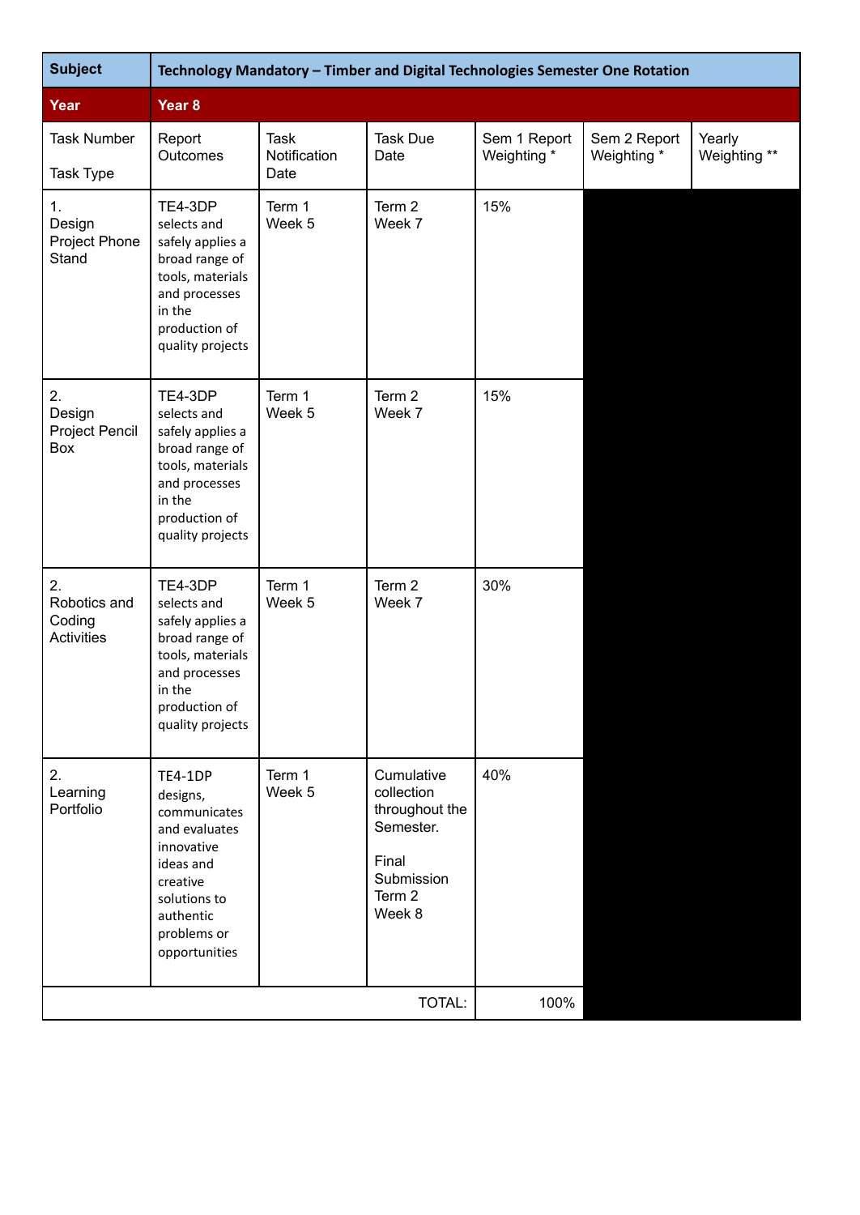| Subject | Technology Mandatory – Timber and Digital Technologies Semester One Rotation | | | | | |
|---|---|---|---|---|---|---|
| **Year** | **Year 8** | | | | | |
| Task Number<br><br>Task Type | Report Outcomes | Task Notification Date | Task Due Date | Sem 1 Report Weighting * | Sem 2 Report Weighting * | Yearly Weighting ** |
| 1.<br>Design Project Phone Stand | TE4-3DP selects and safely applies a broad range of tools, materials and processes in the production of quality projects | Term 1 Week 5 | Term 2 Week 7 | 15% | | |
| 2.<br>Design Project Pencil Box | TE4-3DP selects and safely applies a broad range of tools, materials and processes in the production of quality projects | Term 1 Week 5 | Term 2 Week 7 | 15% | | |
| 2.<br>Robotics and Coding Activities | TE4-3DP selects and safely applies a broad range of tools, materials and processes in the production of quality projects | Term 1 Week 5 | Term 2 Week 7 | 30% | | |
| 2.<br>Learning Portfolio | TE4-1DP designs, communicates and evaluates innovative ideas and creative solutions to authentic problems or opportunities | Term 1 Week 5 | Cumulative collection throughout the Semester.<br><br>Final Submission Term 2 Week 8 | 40% | | |
| | | | TOTAL: | 100% | | |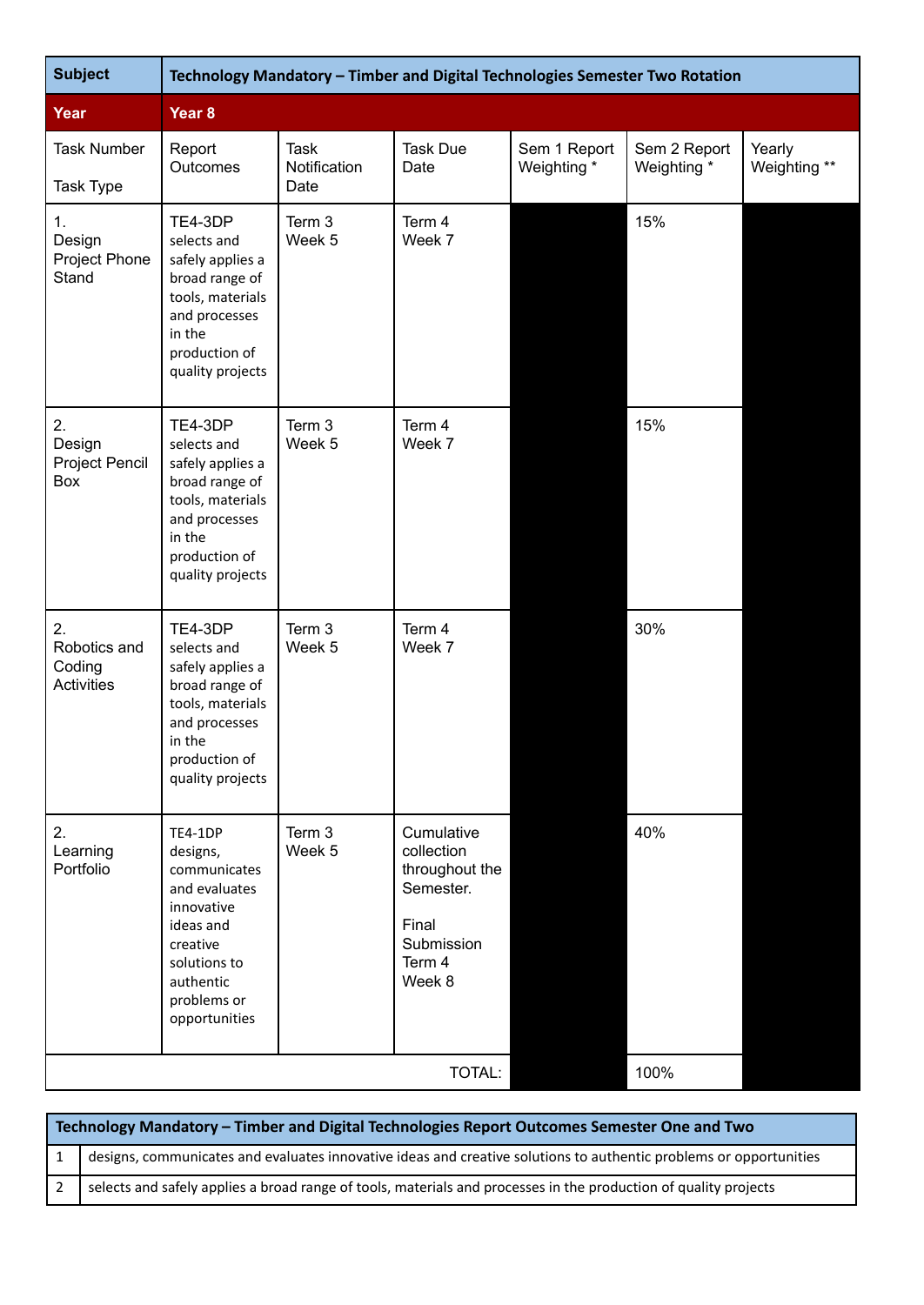| Subject | Technology Mandatory – Timber and Digital Technologies Semester Two Rotation | | | | | |
|---|---|---|---|---|---|---|
| **Year** | **Year 8** | | | | | |
| Task Number<br><br>Task Type | Report Outcomes | Task Notification Date | Task Due Date | Sem 1 Report Weighting * | Sem 2 Report Weighting * | Yearly Weighting ** |
| 1.<br>Design Project Phone Stand | TE4-3DP selects and safely applies a broad range of tools, materials and processes in the production of quality projects | Term 3 Week 5 | Term 4 Week 7 | | 15% | |
| 2.<br>Design Project Pencil Box | TE4-3DP selects and safely applies a broad range of tools, materials and processes in the production of quality projects | Term 3 Week 5 | Term 4 Week 7 | | 15% | |
| 2.<br>Robotics and Coding Activities | TE4-3DP selects and safely applies a broad range of tools, materials and processes in the production of quality projects | Term 3 Week 5 | Term 4 Week 7 | | 30% | |
| 2.<br>Learning Portfolio | TE4-1DP designs, communicates and evaluates innovative ideas and creative solutions to authentic problems or opportunities | Term 3 Week 5 | Cumulative collection throughout the Semester.<br><br>Final Submission Term 4 Week 8 | | 40% | |
| | | | TOTAL: | | 100% | |

| Technology Mandatory – Timber and Digital Technologies Report Outcomes Semester One and Two | |
|---|---|
| 1 | designs, communicates and evaluates innovative ideas and creative solutions to authentic problems or opportunities |
| 2 | selects and safely applies a broad range of tools, materials and processes in the production of quality projects |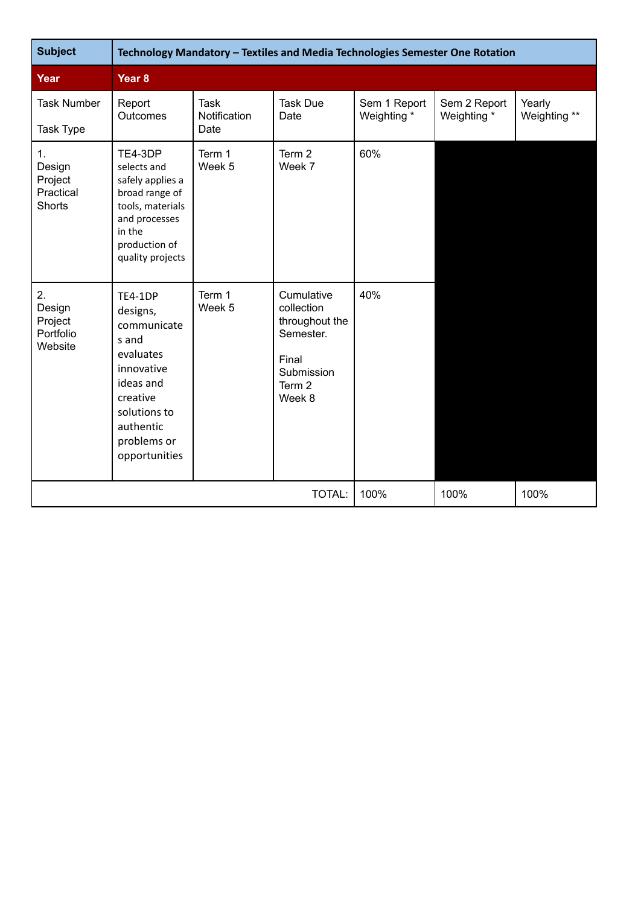| Subject | Technology Mandatory – Textiles and Media Technologies Semester One Rotation | | | | | |
|---|---|---|---|---|---|---|
| **Year** | **Year 8** | | | | | |
| Task Number<br><br>Task Type | Report Outcomes | Task Notification Date | Task Due Date | Sem 1 Report Weighting * | Sem 2 Report Weighting * | Yearly Weighting ** |
| 1.<br>Design Project Practical Shorts | TE4-3DP selects and safely applies a broad range of tools, materials and processes in the production of quality projects | Term 1 Week 5 | Term 2 Week 7 | 60% | | |
| 2.<br>Design Project Portfolio Website | TE4-1DP designs, communicates and evaluates innovative ideas and creative solutions to authentic problems or opportunities | Term 1 Week 5 | Cumulative collection throughout the Semester.<br><br>Final Submission Term 2 Week 8 | 40% | | |
| | | | TOTAL: | 100% | 100% | 100% |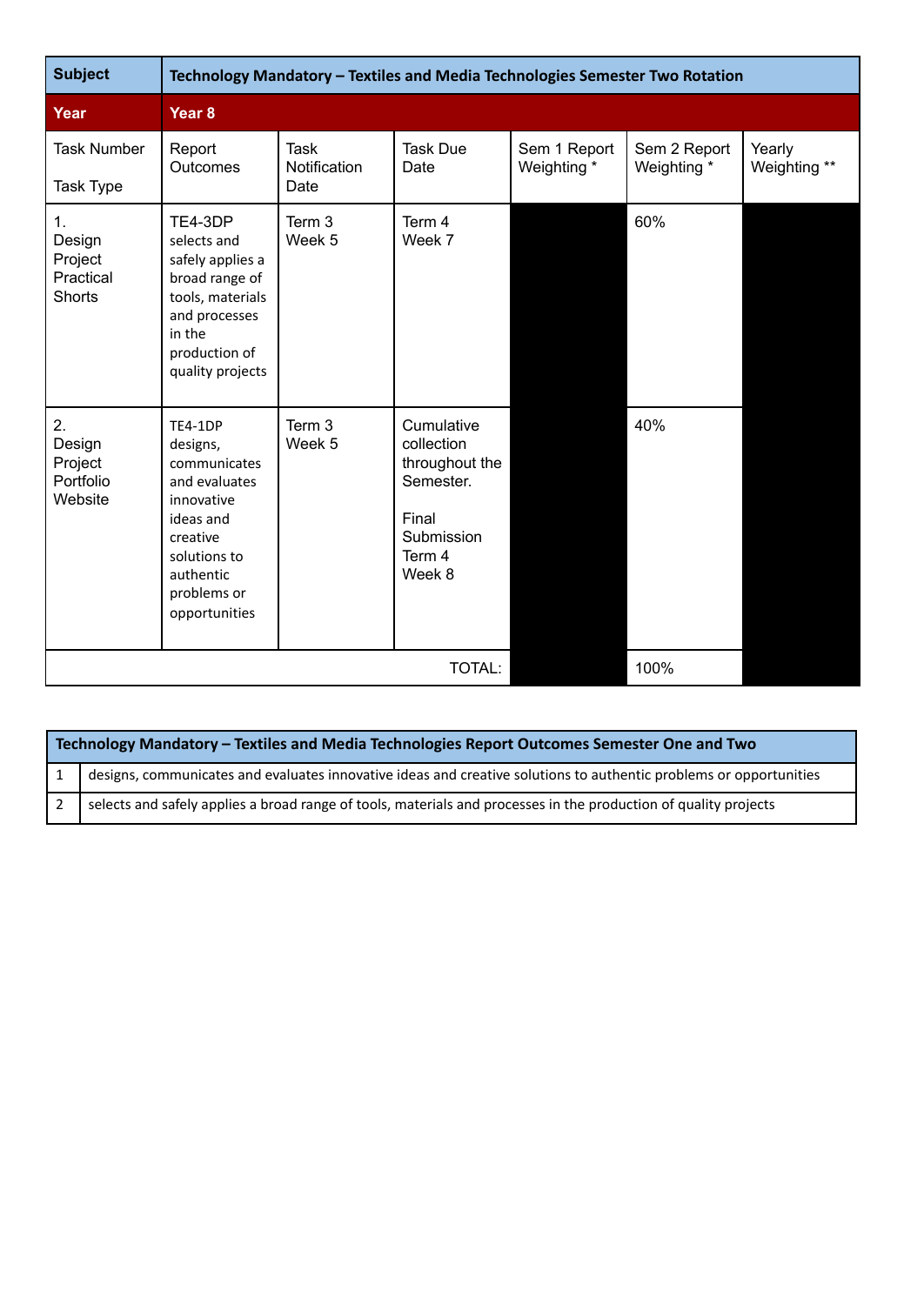| Subject | Technology Mandatory – Textiles and Media Technologies Semester Two Rotation | | | | | |
|---|---|---|---|---|---|---|
| **Year** | **Year 8** | | | | | |
| Task Number<br><br>Task Type | Report Outcomes | Task Notification Date | Task Due Date | Sem 1 Report Weighting * | Sem 2 Report Weighting * | Yearly Weighting ** |
| 1.<br>Design Project Practical Shorts | TE4-3DP selects and safely applies a broad range of tools, materials and processes in the production of quality projects | Term 3 Week 5 | Term 4 Week 7 | | 60% | |
| 2.<br>Design Project Portfolio Website | TE4-1DP designs, communicates and evaluates innovative ideas and creative solutions to authentic problems or opportunities | Term 3 Week 5 | Cumulative collection throughout the Semester.<br><br>Final Submission Term 4 Week 8 | | 40% | |
| | | | TOTAL: | | 100% | |

| Technology Mandatory – Textiles and Media Technologies Report Outcomes Semester One and Two | |
|---|---|
| 1 | designs, communicates and evaluates innovative ideas and creative solutions to authentic problems or opportunities |
| 2 | selects and safely applies a broad range of tools, materials and processes in the production of quality projects |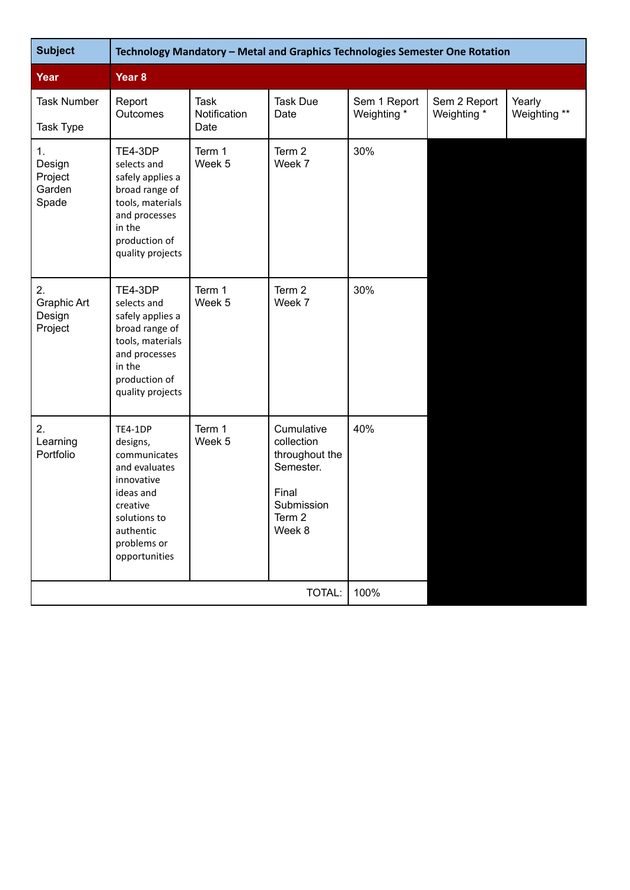| Subject | Technology Mandatory – Metal and Graphics Technologies Semester One Rotation | | | | | |
|---|---|---|---|---|---|---|
| **Year** | **Year 8** | | | | | |
| Task Number<br><br>Task Type | Report Outcomes | Task Notification Date | Task Due Date | Sem 1 Report Weighting * | Sem 2 Report Weighting * | Yearly Weighting ** |
| 1.<br>Design Project Garden Spade | TE4-3DP selects and safely applies a broad range of tools, materials and processes in the production of quality projects | Term 1 Week 5 | Term 2 Week 7 | 30% | | |
| 2.<br>Graphic Art Design Project | TE4-3DP selects and safely applies a broad range of tools, materials and processes in the production of quality projects | Term 1 Week 5 | Term 2 Week 7 | 30% | | |
| 2.<br>Learning Portfolio | TE4-1DP designs, communicates and evaluates innovative ideas and creative solutions to authentic problems or opportunities | Term 1 Week 5 | Cumulative collection throughout the Semester.<br><br>Final Submission Term 2 Week 8 | 40% | | |
| | | | TOTAL: | 100% | | |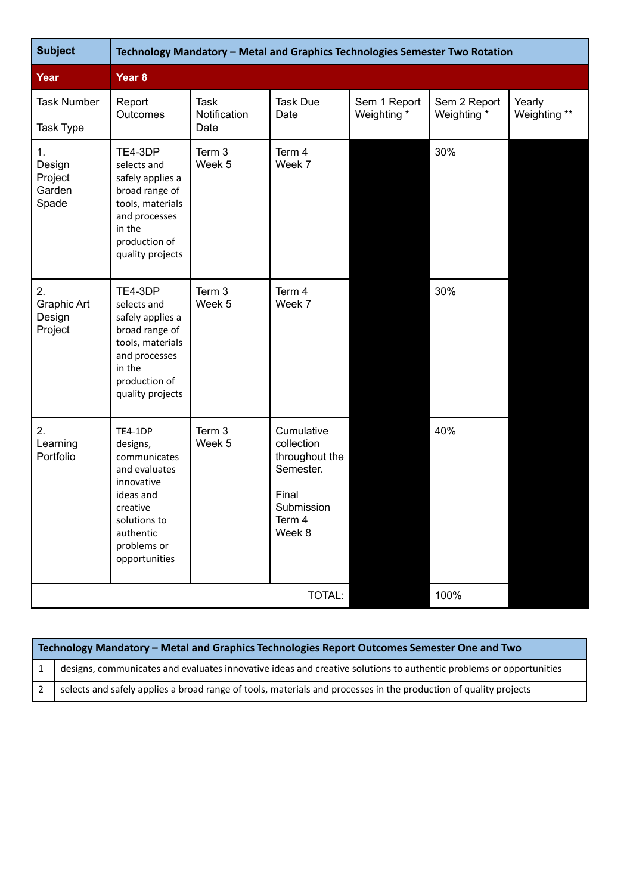| Subject | Technology Mandatory – Metal and Graphics Technologies Semester Two Rotation | | | | | |
|---|---|---|---|---|---|---|
| **Year** | **Year 8** | | | | | |
| Task Number<br><br>Task Type | Report Outcomes | Task Notification Date | Task Due Date | Sem 1 Report Weighting * | Sem 2 Report Weighting * | Yearly Weighting ** |
| 1.<br>Design Project Garden Spade | TE4-3DP selects and safely applies a broad range of tools, materials and processes in the production of quality projects | Term 3 Week 5 | Term 4 Week 7 | | 30% | |
| 2.<br>Graphic Art Design Project | TE4-3DP selects and safely applies a broad range of tools, materials and processes in the production of quality projects | Term 3 Week 5 | Term 4 Week 7 | | 30% | |
| 2.<br>Learning Portfolio | TE4-1DP designs, communicates and evaluates innovative ideas and creative solutions to authentic problems or opportunities | Term 3 Week 5 | Cumulative collection throughout the Semester.<br><br>Final Submission Term 4 Week 8 | | 40% | |
| | | | TOTAL: | | 100% | |

| Technology Mandatory – Metal and Graphics Technologies Report Outcomes Semester One and Two | |
|---|---|
| 1 | designs, communicates and evaluates innovative ideas and creative solutions to authentic problems or opportunities |
| 2 | selects and safely applies a broad range of tools, materials and processes in the production of quality projects |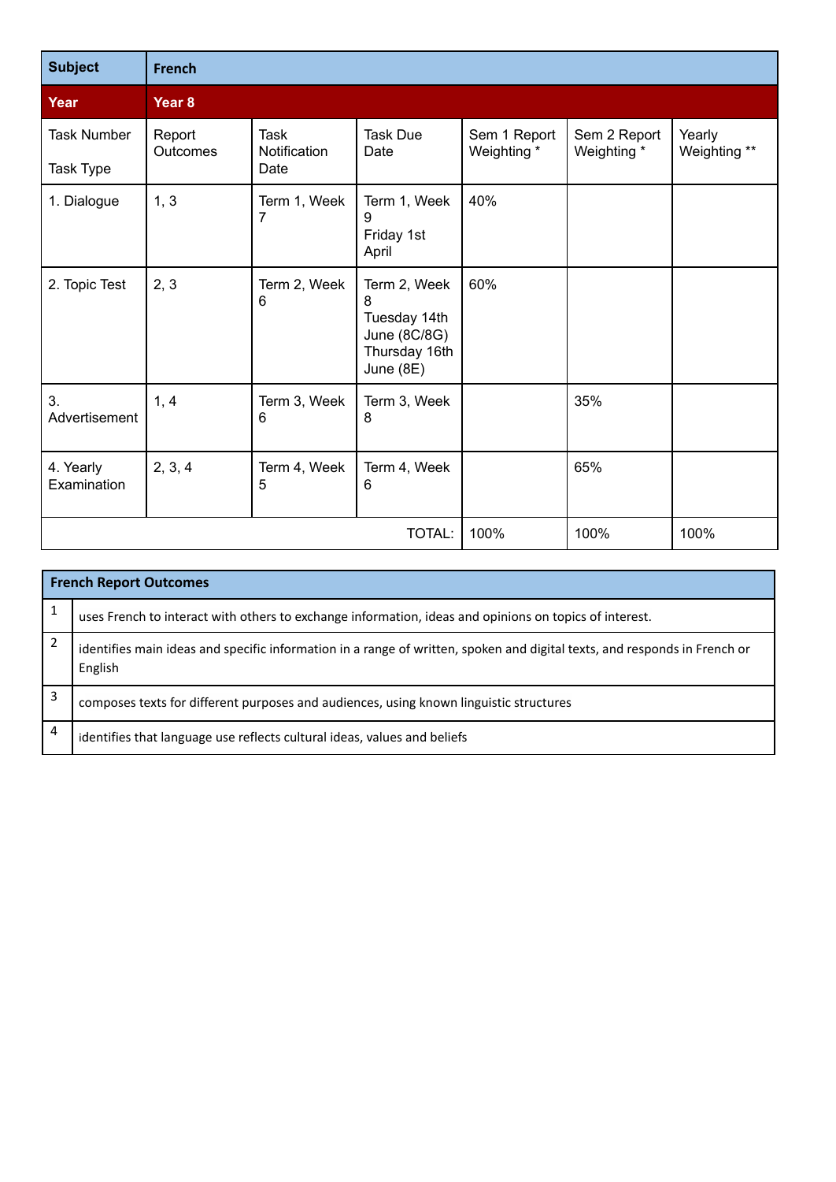| Subject | French | | | | | |
|---|---|---|---|---|---|---|
| **Year** | **Year 8** | | | | | |
| Task Number<br><br>Task Type | Report Outcomes | Task Notification Date | Task Due Date | Sem 1 Report Weighting * | Sem 2 Report Weighting * | Yearly Weighting ** |
| 1. Dialogue | 1, 3 | Term 1, Week 7 | Term 1, Week 9<br>Friday 1st April | 40% | | |
| 2. Topic Test | 2, 3 | Term 2, Week 6 | Term 2, Week 8<br>Tuesday 14th June (8C/8G)<br>Thursday 16th June (8E) | 60% | | |
| 3. Advertisement | 1, 4 | Term 3, Week 6 | Term 3, Week 8 | | 35% | |
| 4. Yearly Examination | 2, 3, 4 | Term 4, Week 5 | Term 4, Week 6 | | 65% | |
| | | | TOTAL: | 100% | 100% | 100% |

| French Report Outcomes | |
|---|---|
| 1 | uses French to interact with others to exchange information, ideas and opinions on topics of interest. |
| 2 | identifies main ideas and specific information in a range of written, spoken and digital texts, and responds in French or English |
| 3 | composes texts for different purposes and audiences, using known linguistic structures |
| 4 | identifies that language use reflects cultural ideas, values and beliefs |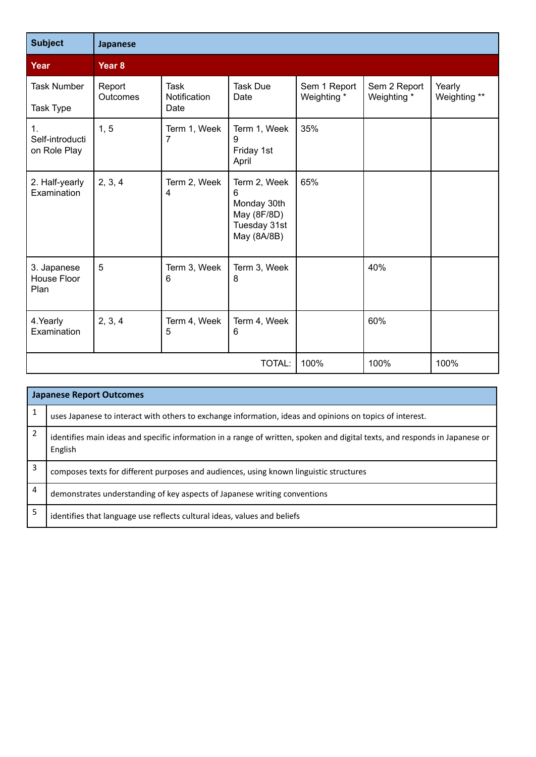| Subject | Japanese | | | | | |
|---|---|---|---|---|---|---|
| **Year** | **Year 8** | | | | | |
| Task Number<br><br>Task Type | Report Outcomes | Task Notification Date | Task Due Date | Sem 1 Report Weighting * | Sem 2 Report Weighting * | Yearly Weighting ** |
| 1. Self-introduction Role Play | 1, 5 | Term 1, Week 7 | Term 1, Week 9<br>Friday 1st April | 35% | | |
| 2. Half-yearly Examination | 2, 3, 4 | Term 2, Week 4 | Term 2, Week 6<br>Monday 30th May (8F/8D)<br>Tuesday 31st May (8A/8B) | 65% | | |
| 3. Japanese House Floor Plan | 5 | Term 3, Week 6 | Term 3, Week 8 | | 40% | |
| 4.Yearly Examination | 2, 3, 4 | Term 4, Week 5 | Term 4, Week 6 | | 60% | |
| | | | TOTAL: | 100% | 100% | 100% |

| Japanese Report Outcomes | |
|---|---|
| 1 | uses Japanese to interact with others to exchange information, ideas and opinions on topics of interest. |
| 2 | identifies main ideas and specific information in a range of written, spoken and digital texts, and responds in Japanese or English |
| 3 | composes texts for different purposes and audiences, using known linguistic structures |
| 4 | demonstrates understanding of key aspects of Japanese writing conventions |
| 5 | identifies that language use reflects cultural ideas, values and beliefs |